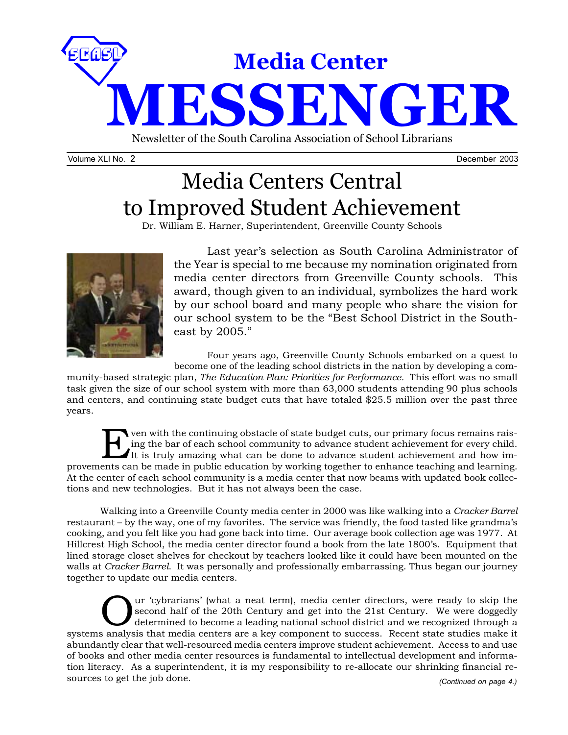# Media Center MESSENGER

Newsletter of the South Carolina Association of School Librarians

Volume XLI No. 2 — December 2003

## Media Centers Central to Improved Student Achievement

Dr. William E. Harner, Superintendent, Greenville County Schools

Last year's selection as South Carolina Administrator of the Year is special to me because my nomination originated from media center directors from Greenville County schools. This award, though given to an individual, symbolizes the hard work by our school board and many people who share the vision for our school system to be the "Best School District in the Southeast by 2005."

Four years ago, Greenville County Schools embarked on a quest to become one of the leading school districts in the nation by developing a community-based strategic plan, *The Education Plan: Priorities for Performance.* This effort was no small task given the size of our school system with more than 63,000 students attending 90 plus schools and centers, and continuing state budget cuts that have totaled $25.5 million over the past three years.

Even with the continuing obstacle of state budget cuts, our primary focus remains raising the bar of each school community to advance student achievement for every child. It is truly amazing what can be done to advance student achievement and how improvements can be made in public education by working together to enhance teaching and learning. At the center of each school community is a media center that now beams with updated book collections and new technologies. But it has not always been the case.

Walking into a Greenville County media center in 2000 was like walking into a *Cracker Barrel* restaurant – by the way, one of my favorites. The service was friendly, the food tasted like grandma's cooking, and you felt like you had gone back into time. Our average book collection age was 1977. At Hillcrest High School, the media center director found a book from the late 1800's. Equipment that lined storage closet shelves for checkout by teachers looked like it could have been mounted on the walls at *Cracker Barrel*. It was personally and professionally embarrassing. Thus began our journey together to update our media centers.

Our 'cybrarians' (what a neat term), media center directors, were ready to skip the second half of the 20th Century and get into the 21st Century. We were doggedly determined to become a leading national school district and we recognized through a systems analysis that media centers are a key component to success. Recent state studies make it abundantly clear that well-resourced media centers improve student achievement. Access to and use of books and other media center resources is fundamental to intellectual development and information literacy. As a superintendent, it is my responsibility to re-allocate our shrinking financial resources to get the job done.

*(Continued on page 4.)*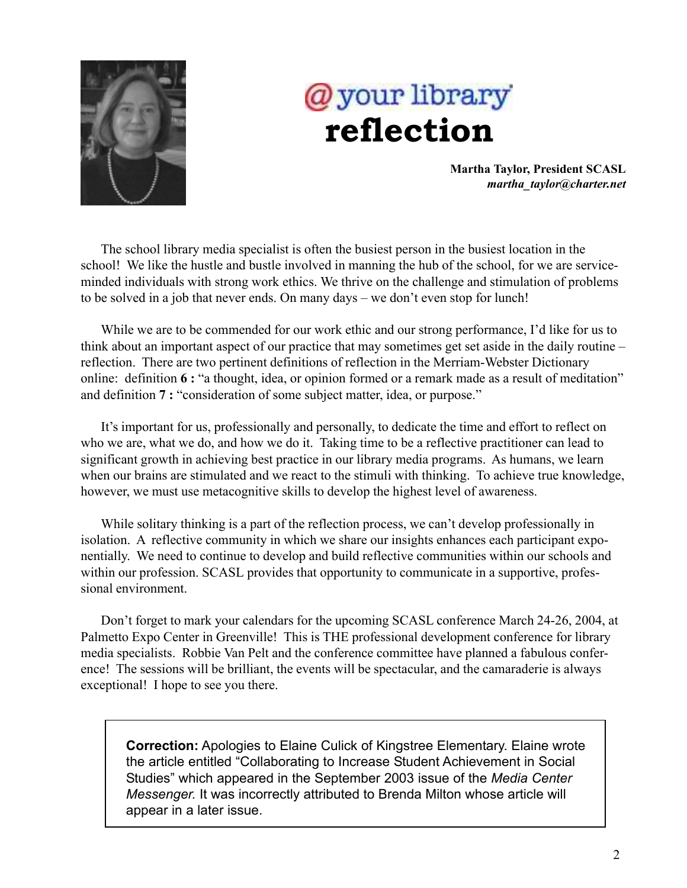# @your library reflection

**Martha Taylor, President SCASL**
***martha_taylor@charter.net***

The school library media specialist is often the busiest person in the busiest location in the school! We like the hustle and bustle involved in manning the hub of the school, for we are service-minded individuals with strong work ethics. We thrive on the challenge and stimulation of problems to be solved in a job that never ends. On many days – we don't even stop for lunch!

While we are to be commended for our work ethic and our strong performance, I'd like for us to think about an important aspect of our practice that may sometimes get set aside in the daily routine – reflection. There are two pertinent definitions of reflection in the Merriam-Webster Dictionary online: definition **6 :** "a thought, idea, or opinion formed or a remark made as a result of meditation" and definition **7 :** "consideration of some subject matter, idea, or purpose."

It's important for us, professionally and personally, to dedicate the time and effort to reflect on who we are, what we do, and how we do it. Taking time to be a reflective practitioner can lead to significant growth in achieving best practice in our library media programs. As humans, we learn when our brains are stimulated and we react to the stimuli with thinking. To achieve true knowledge, however, we must use metacognitive skills to develop the highest level of awareness.

While solitary thinking is a part of the reflection process, we can't develop professionally in isolation. A reflective community in which we share our insights enhances each participant exponentially. We need to continue to develop and build reflective communities within our schools and within our profession. SCASL provides that opportunity to communicate in a supportive, professional environment.

Don't forget to mark your calendars for the upcoming SCASL conference March 24-26, 2004, at Palmetto Expo Center in Greenville! This is THE professional development conference for library media specialists. Robbie Van Pelt and the conference committee have planned a fabulous conference! The sessions will be brilliant, the events will be spectacular, and the camaraderie is always exceptional! I hope to see you there.

**Correction:** Apologies to Elaine Culick of Kingstree Elementary. Elaine wrote the article entitled "Collaborating to Increase Student Achievement in Social Studies" which appeared in the September 2003 issue of the *Media Center Messenger.* It was incorrectly attributed to Brenda Milton whose article will appear in a later issue.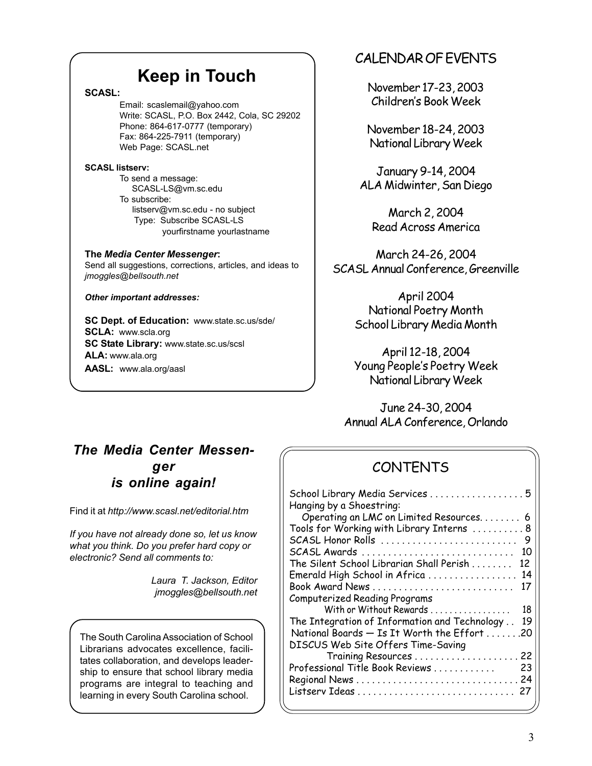# Keep in Touch

**SCASL:**

Email: scaslemail@yahoo.com
Write: SCASL, P.O. Box 2442, Cola, SC 29202
Phone: 864-617-0777 (temporary)
Fax: 864-225-7911 (temporary)
Web Page: SCASL.net

**SCASL listserv:**

To send a message:
SCASL-LS@vm.sc.edu
To subscribe:
listserv@vm.sc.edu - no subject
Type: Subscribe SCASL-LS
yourfirstname yourlastname

**The *Media Center Messenger*:**
Send all suggestions, corrections, articles, and ideas to *jmoggles@bellsouth.net*

***Other important addresses:***

**SC Dept. of Education:** www.state.sc.us/sde/
**SCLA:** www.scla.org
**SC State Library:** www.state.sc.us/scsl
**ALA:** www.ala.org
**AASL:** www.ala.org/aasl

## CALENDAR OF EVENTS

November 17-23, 2003
Children's Book Week

November 18-24, 2003
National Library Week

January 9-14, 2004
ALA Midwinter, San Diego

March 2, 2004
Read Across America

March 24-26, 2004
SCASL Annual Conference, Greenville

April 2004
National Poetry Month
School Library Media Month

April 12-18, 2004
Young People's Poetry Week
National Library Week

June 24-30, 2004
Annual ALA Conference, Orlando

## *The Media Center Messenger is online again!*

Find it at *http://www.scasl.net/editorial.htm*

*If you have not already done so, let us know what you think. Do you prefer hard copy or electronic? Send all comments to:*

*Laura T. Jackson, Editor*
*jmoggles@bellsouth.net*

The South Carolina Association of School Librarians advocates excellence, facilitates collaboration, and develops leadership to ensure that school library media programs are integral to teaching and learning in every South Carolina school.

## CONTENTS

| | |
|---|---|
| School Library Media Services | 5 |
| Hanging by a Shoestring: Operating an LMC on Limited Resources | 6 |
| Tools for Working with Library Interns | 8 |
| SCASL Honor Rolls | 9 |
| SCASL Awards | 10 |
| The Silent School Librarian Shall Perish | 12 |
| Emerald High School in Africa | 14 |
| Book Award News | 17 |
| Computerized Reading Programs With or Without Rewards | 18 |
| The Integration of Information and Technology | 19 |
| National Boards — Is It Worth the Effort | 20 |
| DISCUS Web Site Offers Time-Saving Training Resources | 22 |
| Professional Title Book Reviews | 23 |
| Regional News | 24 |
| Listserv Ideas | 27 |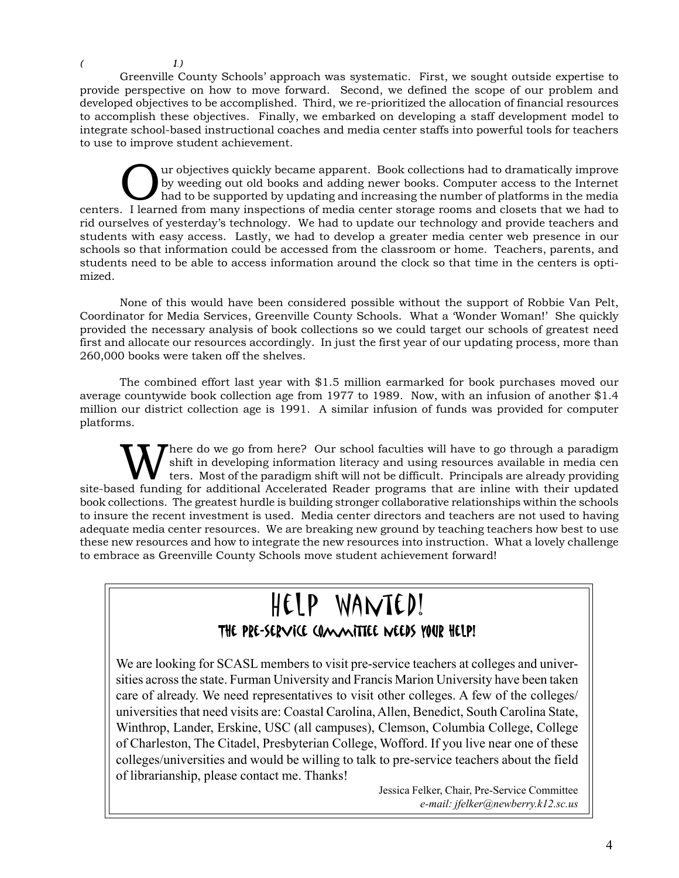*( 1.)*

Greenville County Schools' approach was systematic. First, we sought outside expertise to provide perspective on how to move forward. Second, we defined the scope of our problem and developed objectives to be accomplished. Third, we re-prioritized the allocation of financial resources to accomplish these objectives. Finally, we embarked on developing a staff development model to integrate school-based instructional coaches and media center staffs into powerful tools for teachers to use to improve student achievement.

Our objectives quickly became apparent. Book collections had to dramatically improve by weeding out old books and adding newer books. Computer access to the Internet had to be supported by updating and increasing the number of platforms in the media centers. I learned from many inspections of media center storage rooms and closets that we had to rid ourselves of yesterday's technology. We had to update our technology and provide teachers and students with easy access. Lastly, we had to develop a greater media center web presence in our schools so that information could be accessed from the classroom or home. Teachers, parents, and students need to be able to access information around the clock so that time in the centers is optimized.

None of this would have been considered possible without the support of Robbie Van Pelt, Coordinator for Media Services, Greenville County Schools. What a 'Wonder Woman!' She quickly provided the necessary analysis of book collections so we could target our schools of greatest need first and allocate our resources accordingly. In just the first year of our updating process, more than 260,000 books were taken off the shelves.

The combined effort last year with $1.5 million earmarked for book purchases moved our average countywide book collection age from 1977 to 1989. Now, with an infusion of another $1.4 million our district collection age is 1991. A similar infusion of funds was provided for computer platforms.

Where do we go from here? Our school faculties will have to go through a paradigm shift in developing information literacy and using resources available in media centers. Most of the paradigm shift will not be difficult. Principals are already providing site-based funding for additional Accelerated Reader programs that are inline with their updated book collections. The greatest hurdle is building stronger collaborative relationships within the schools to insure the recent investment is used. Media center directors and teachers are not used to having adequate media center resources. We are breaking new ground by teaching teachers how best to use these new resources and how to integrate the new resources into instruction. What a lovely challenge to embrace as Greenville County Schools move student achievement forward!

## HELP WANTED!

### THE PRE-SERVICE COMMITTEE NEEDS YOUR HELP!

We are looking for SCASL members to visit pre-service teachers at colleges and universities across the state. Furman University and Francis Marion University have been taken care of already. We need representatives to visit other colleges. A few of the colleges/universities that need visits are: Coastal Carolina, Allen, Benedict, South Carolina State, Winthrop, Lander, Erskine, USC (all campuses), Clemson, Columbia College, College of Charleston, The Citadel, Presbyterian College, Wofford. If you live near one of these colleges/universities and would be willing to talk to pre-service teachers about the field of librarianship, please contact me. Thanks!

Jessica Felker, Chair, Pre-Service Committee
*e-mail: jfelker@newberry.k12.sc.us*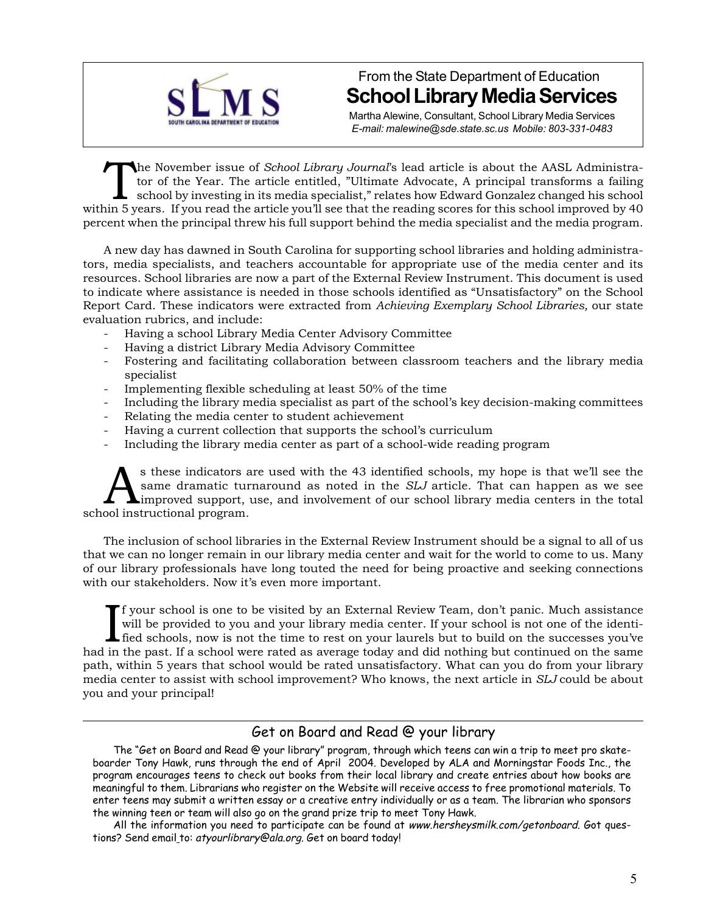From the State Department of Education

## School Library Media Services

Martha Alewine, Consultant, School Library Media Services
*E-mail: malewine@sde.state.sc.us Mobile: 803-331-0483*

The November issue of *School Library Journal*'s lead article is about the AASL Administrator of the Year. The article entitled, "Ultimate Advocate, A principal transforms a failing school by investing in its media specialist," relates how Edward Gonzalez changed his school within 5 years. If you read the article you'll see that the reading scores for this school improved by 40 percent when the principal threw his full support behind the media specialist and the media program.

A new day has dawned in South Carolina for supporting school libraries and holding administrators, media specialists, and teachers accountable for appropriate use of the media center and its resources. School libraries are now a part of the External Review Instrument. This document is used to indicate where assistance is needed in those schools identified as "Unsatisfactory" on the School Report Card. These indicators were extracted from *Achieving Exemplary School Libraries,* our state evaluation rubrics, and include:

- Having a school Library Media Center Advisory Committee
- Having a district Library Media Advisory Committee
- Fostering and facilitating collaboration between classroom teachers and the library media specialist
- Implementing flexible scheduling at least 50% of the time
- Including the library media specialist as part of the school's key decision-making committees
- Relating the media center to student achievement
- Having a current collection that supports the school's curriculum
- Including the library media center as part of a school-wide reading program

As these indicators are used with the 43 identified schools, my hope is that we'll see the same dramatic turnaround as noted in the *SLJ* article. That can happen as we see improved support, use, and involvement of our school library media centers in the total school instructional program.

The inclusion of school libraries in the External Review Instrument should be a signal to all of us that we can no longer remain in our library media center and wait for the world to come to us. Many of our library professionals have long touted the need for being proactive and seeking connections with our stakeholders. Now it's even more important.

If your school is one to be visited by an External Review Team, don't panic. Much assistance will be provided to you and your library media center. If your school is not one of the identified schools, now is not the time to rest on your laurels but to build on the successes you've had in the past. If a school were rated as average today and did nothing but continued on the same path, within 5 years that school would be rated unsatisfactory. What can you do from your library media center to assist with school improvement? Who knows, the next article in *SLJ* could be about you and your principal!

## Get on Board and Read @ your library

The "Get on Board and Read @ your library" program, through which teens can win a trip to meet pro skateboarder Tony Hawk, runs through the end of April 2004. Developed by ALA and Morningstar Foods Inc., the program encourages teens to check out books from their local library and create entries about how books are meaningful to them. Librarians who register on the Website will receive access to free promotional materials. To enter teens may submit a written essay or a creative entry individually or as a team. The librarian who sponsors the winning teen or team will also go on the grand prize trip to meet Tony Hawk.

All the information you need to participate can be found at *www.hersheysmilk.com/getonboard*. Got questions? Send email to: *atyourlibrary@ala.org*. Get on board today!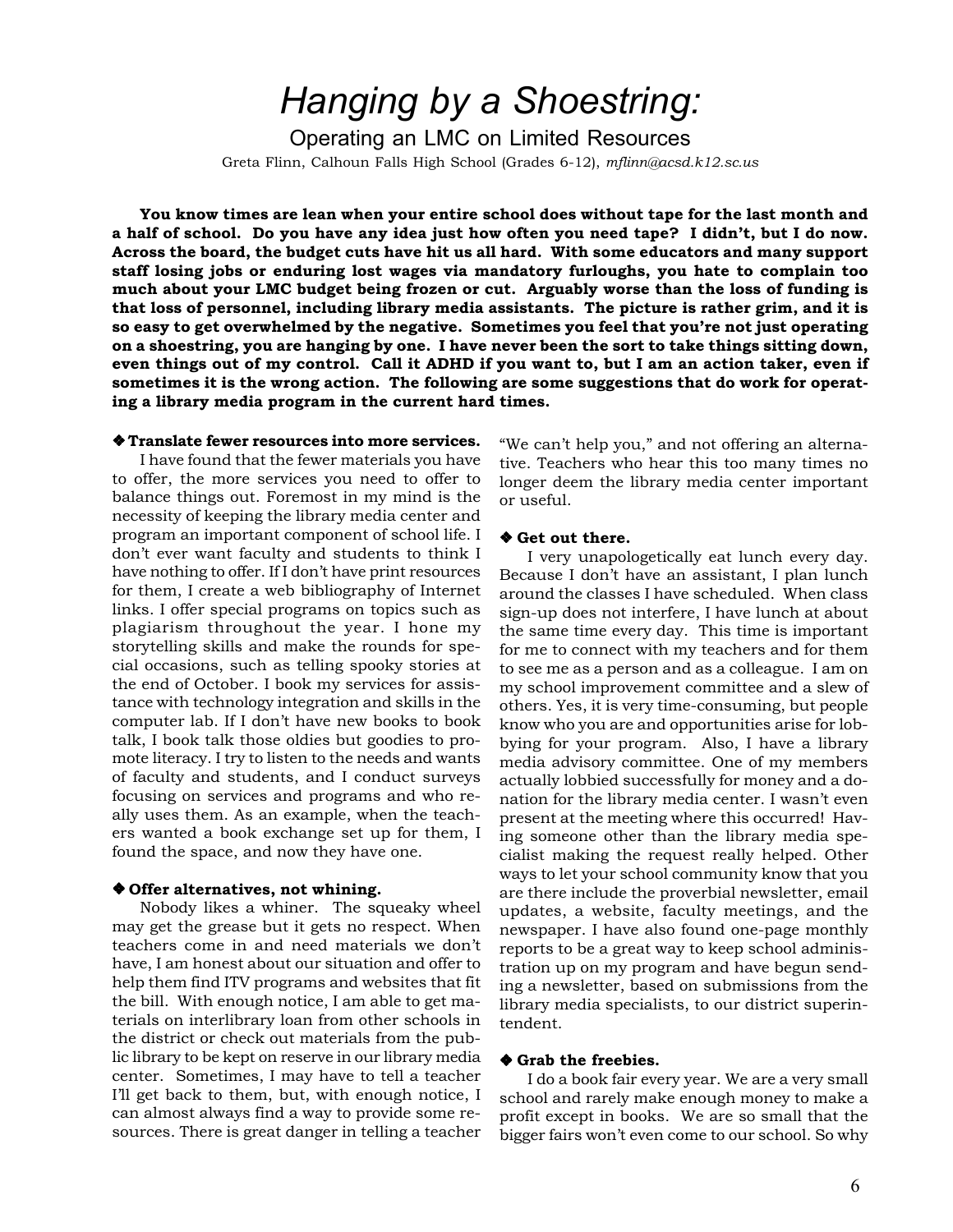# *Hanging by a Shoestring:*

## Operating an LMC on Limited Resources

Greta Flinn, Calhoun Falls High School (Grades 6-12), *mflinn@acsd.k12.sc.us*

**You know times are lean when your entire school does without tape for the last month and a half of school. Do you have any idea just how often you need tape? I didn't, but I do now. Across the board, the budget cuts have hit us all hard. With some educators and many support staff losing jobs or enduring lost wages via mandatory furloughs, you hate to complain too much about your LMC budget being frozen or cut. Arguably worse than the loss of funding is that loss of personnel, including library media assistants. The picture is rather grim, and it is so easy to get overwhelmed by the negative. Sometimes you feel that you're not just operating on a shoestring, you are hanging by one. I have never been the sort to take things sitting down, even things out of my control. Call it ADHD if you want to, but I am an action taker, even if sometimes it is the wrong action. The following are some suggestions that do work for operating a library media program in the current hard times.**

### ❖ Translate fewer resources into more services.

I have found that the fewer materials you have to offer, the more services you need to offer to balance things out. Foremost in my mind is the necessity of keeping the library media center and program an important component of school life. I don't ever want faculty and students to think I have nothing to offer. If I don't have print resources for them, I create a web bibliography of Internet links. I offer special programs on topics such as plagiarism throughout the year. I hone my storytelling skills and make the rounds for special occasions, such as telling spooky stories at the end of October. I book my services for assistance with technology integration and skills in the computer lab. If I don't have new books to book talk, I book talk those oldies but goodies to promote literacy. I try to listen to the needs and wants of faculty and students, and I conduct surveys focusing on services and programs and who really uses them. As an example, when the teachers wanted a book exchange set up for them, I found the space, and now they have one.

### ❖ Offer alternatives, not whining.

Nobody likes a whiner. The squeaky wheel may get the grease but it gets no respect. When teachers come in and need materials we don't have, I am honest about our situation and offer to help them find ITV programs and websites that fit the bill. With enough notice, I am able to get materials on interlibrary loan from other schools in the district or check out materials from the public library to be kept on reserve in our library media center. Sometimes, I may have to tell a teacher I'll get back to them, but, with enough notice, I can almost always find a way to provide some resources. There is great danger in telling a teacher "We can't help you," and not offering an alternative. Teachers who hear this too many times no longer deem the library media center important or useful.

### ❖ Get out there.

I very unapologetically eat lunch every day. Because I don't have an assistant, I plan lunch around the classes I have scheduled. When class sign-up does not interfere, I have lunch at about the same time every day. This time is important for me to connect with my teachers and for them to see me as a person and as a colleague. I am on my school improvement committee and a slew of others. Yes, it is very time-consuming, but people know who you are and opportunities arise for lobbying for your program. Also, I have a library media advisory committee. One of my members actually lobbied successfully for money and a donation for the library media center. I wasn't even present at the meeting where this occurred! Having someone other than the library media specialist making the request really helped. Other ways to let your school community know that you are there include the proverbial newsletter, email updates, a website, faculty meetings, and the newspaper. I have also found one-page monthly reports to be a great way to keep school administration up on my program and have begun sending a newsletter, based on submissions from the library media specialists, to our district superintendent.

### ❖ Grab the freebies.

I do a book fair every year. We are a very small school and rarely make enough money to make a profit except in books. We are so small that the bigger fairs won't even come to our school. So why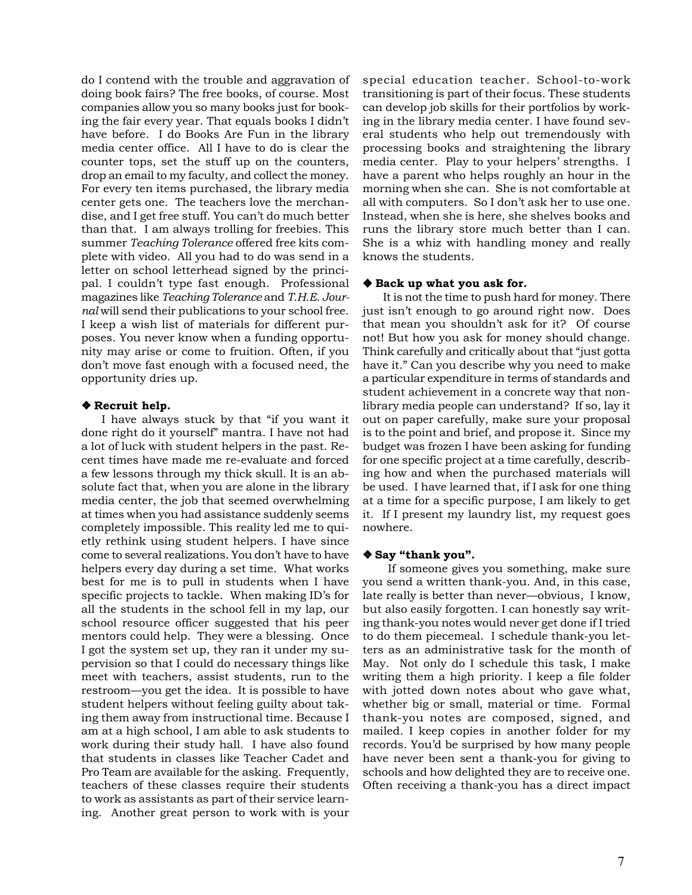do I contend with the trouble and aggravation of doing book fairs? The free books, of course. Most companies allow you so many books just for booking the fair every year. That equals books I didn't have before. I do Books Are Fun in the library media center office. All I have to do is clear the counter tops, set the stuff up on the counters, drop an email to my faculty, and collect the money. For every ten items purchased, the library media center gets one. The teachers love the merchandise, and I get free stuff. You can't do much better than that. I am always trolling for freebies. This summer *Teaching Tolerance* offered free kits complete with video. All you had to do was send in a letter on school letterhead signed by the principal. I couldn't type fast enough. Professional magazines like *Teaching Tolerance* and *T.H.E. Journal* will send their publications to your school free. I keep a wish list of materials for different purposes. You never know when a funding opportunity may arise or come to fruition. Often, if you don't move fast enough with a focused need, the opportunity dries up.

### ❖ Recruit help.

I have always stuck by that "if you want it done right do it yourself" mantra. I have not had a lot of luck with student helpers in the past. Recent times have made me re-evaluate and forced a few lessons through my thick skull. It is an absolute fact that, when you are alone in the library media center, the job that seemed overwhelming at times when you had assistance suddenly seems completely impossible. This reality led me to quietly rethink using student helpers. I have since come to several realizations. You don't have to have helpers every day during a set time. What works best for me is to pull in students when I have specific projects to tackle. When making ID's for all the students in the school fell in my lap, our school resource officer suggested that his peer mentors could help. They were a blessing. Once I got the system set up, they ran it under my supervision so that I could do necessary things like meet with teachers, assist students, run to the restroom—you get the idea. It is possible to have student helpers without feeling guilty about taking them away from instructional time. Because I am at a high school, I am able to ask students to work during their study hall. I have also found that students in classes like Teacher Cadet and Pro Team are available for the asking. Frequently, teachers of these classes require their students to work as assistants as part of their service learning. Another great person to work with is your special education teacher. School-to-work transitioning is part of their focus. These students can develop job skills for their portfolios by working in the library media center. I have found several students who help out tremendously with processing books and straightening the library media center. Play to your helpers' strengths. I have a parent who helps roughly an hour in the morning when she can. She is not comfortable at all with computers. So I don't ask her to use one. Instead, when she is here, she shelves books and runs the library store much better than I can. She is a whiz with handling money and really knows the students.

### ❖ Back up what you ask for.

It is not the time to push hard for money. There just isn't enough to go around right now. Does that mean you shouldn't ask for it? Of course not! But how you ask for money should change. Think carefully and critically about that "just gotta have it." Can you describe why you need to make a particular expenditure in terms of standards and student achievement in a concrete way that non-library media people can understand? If so, lay it out on paper carefully, make sure your proposal is to the point and brief, and propose it. Since my budget was frozen I have been asking for funding for one specific project at a time carefully, describing how and when the purchased materials will be used. I have learned that, if I ask for one thing at a time for a specific purpose, I am likely to get it. If I present my laundry list, my request goes nowhere.

### ❖ Say "thank you".

If someone gives you something, make sure you send a written thank-you. And, in this case, late really is better than never—obvious, I know, but also easily forgotten. I can honestly say writing thank-you notes would never get done if I tried to do them piecemeal. I schedule thank-you letters as an administrative task for the month of May. Not only do I schedule this task, I make writing them a high priority. I keep a file folder with jotted down notes about who gave what, whether big or small, material or time. Formal thank-you notes are composed, signed, and mailed. I keep copies in another folder for my records. You'd be surprised by how many people have never been sent a thank-you for giving to schools and how delighted they are to receive one. Often receiving a thank-you has a direct impact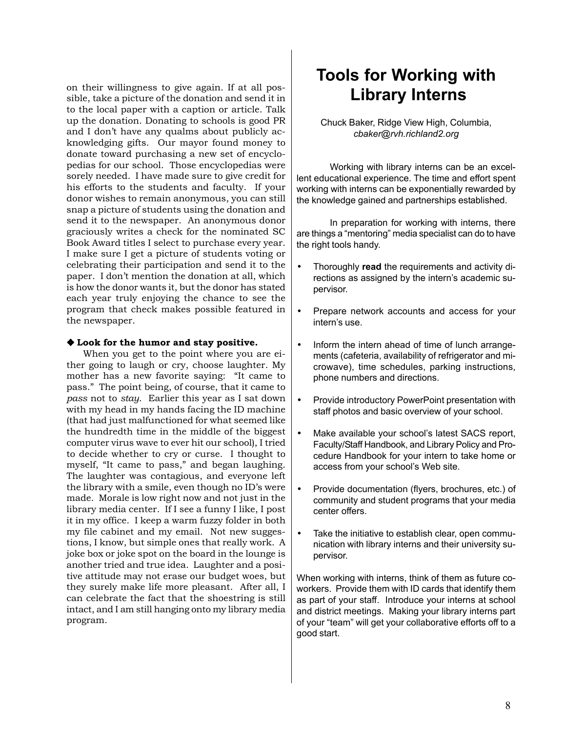on their willingness to give again. If at all possible, take a picture of the donation and send it in to the local paper with a caption or article. Talk up the donation. Donating to schools is good PR and I don't have any qualms about publicly acknowledging gifts. Our mayor found money to donate toward purchasing a new set of encyclopedias for our school. Those encyclopedias were sorely needed. I have made sure to give credit for his efforts to the students and faculty. If your donor wishes to remain anonymous, you can still snap a picture of students using the donation and send it to the newspaper. An anonymous donor graciously writes a check for the nominated SC Book Award titles I select to purchase every year. I make sure I get a picture of students voting or celebrating their participation and send it to the paper. I don't mention the donation at all, which is how the donor wants it, but the donor has stated each year truly enjoying the chance to see the program that check makes possible featured in the newspaper.

◆ **Look for the humor and stay positive.**

When you get to the point where you are either going to laugh or cry, choose laughter. My mother has a new favorite saying: "It came to pass." The point being, of course, that it came to *pass* not to *stay*. Earlier this year as I sat down with my head in my hands facing the ID machine (that had just malfunctioned for what seemed like the hundredth time in the middle of the biggest computer virus wave to ever hit our school), I tried to decide whether to cry or curse. I thought to myself, "It came to pass," and began laughing. The laughter was contagious, and everyone left the library with a smile, even though no ID's were made. Morale is low right now and not just in the library media center. If I see a funny I like, I post it in my office. I keep a warm fuzzy folder in both my file cabinet and my email. Not new suggestions, I know, but simple ones that really work. A joke box or joke spot on the board in the lounge is another tried and true idea. Laughter and a positive attitude may not erase our budget woes, but they surely make life more pleasant. After all, I can celebrate the fact that the shoestring is still intact, and I am still hanging onto my library media program.

# Tools for Working with Library Interns

Chuck Baker, Ridge View High, Columbia, *cbaker@rvh.richland2.org*

Working with library interns can be an excellent educational experience. The time and effort spent working with interns can be exponentially rewarded by the knowledge gained and partnerships established.

In preparation for working with interns, there are things a "mentoring" media specialist can do to have the right tools handy.

- Thoroughly **read** the requirements and activity directions as assigned by the intern's academic supervisor.
- Prepare network accounts and access for your intern's use.
- Inform the intern ahead of time of lunch arrangements (cafeteria, availability of refrigerator and microwave), time schedules, parking instructions, phone numbers and directions.
- Provide introductory PowerPoint presentation with staff photos and basic overview of your school.
- Make available your school's latest SACS report, Faculty/Staff Handbook, and Library Policy and Procedure Handbook for your intern to take home or access from your school's Web site.
- Provide documentation (flyers, brochures, etc.) of community and student programs that your media center offers.
- Take the initiative to establish clear, open communication with library interns and their university supervisor.

When working with interns, think of them as future coworkers. Provide them with ID cards that identify them as part of your staff. Introduce your interns at school and district meetings. Making your library interns part of your "team" will get your collaborative efforts off to a good start.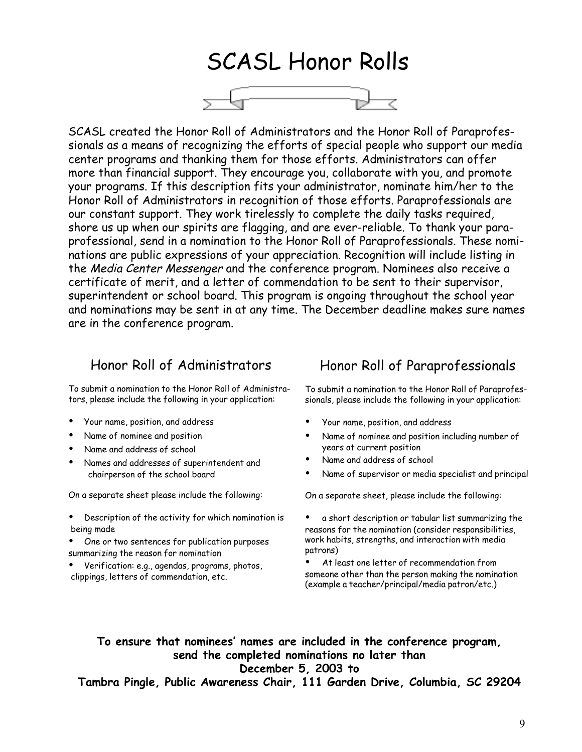# SCASL Honor Rolls

SCASL created the Honor Roll of Administrators and the Honor Roll of Paraprofessionals as a means of recognizing the efforts of special people who support our media center programs and thanking them for those efforts. Administrators can offer more than financial support. They encourage you, collaborate with you, and promote your programs. If this description fits your administrator, nominate him/her to the Honor Roll of Administrators in recognition of those efforts. Paraprofessionals are our constant support. They work tirelessly to complete the daily tasks required, shore us up when our spirits are flagging, and are ever-reliable. To thank your paraprofessional, send in a nomination to the Honor Roll of Paraprofessionals. These nominations are public expressions of your appreciation. Recognition will include listing in the *Media Center Messenger* and the conference program. Nominees also receive a certificate of merit, and a letter of commendation to be sent to their supervisor, superintendent or school board. This program is ongoing throughout the school year and nominations may be sent in at any time. The December deadline makes sure names are in the conference program.

## Honor Roll of Administrators

To submit a nomination to the Honor Roll of Administrators, please include the following in your application:

- Your name, position, and address
- Name of nominee and position
- Name and address of school
- Names and addresses of superintendent and chairperson of the school board

On a separate sheet please include the following:

- Description of the activity for which nomination is being made
- One or two sentences for publication purposes summarizing the reason for nomination
- Verification: e.g., agendas, programs, photos, clippings, letters of commendation, etc.

## Honor Roll of Paraprofessionals

To submit a nomination to the Honor Roll of Paraprofessionals, please include the following in your application:

- Your name, position, and address
- Name of nominee and position including number of years at current position
- Name and address of school
- Name of supervisor or media specialist and principal

On a separate sheet, please include the following:

- a short description or tabular list summarizing the reasons for the nomination (consider responsibilities, work habits, strengths, and interaction with media patrons)
- At least one letter of recommendation from someone other than the person making the nomination (example a teacher/principal/media patron/etc.)

**To ensure that nominees' names are included in the conference program, send the completed nominations no later than December 5, 2003 to Tambra Pingle, Public Awareness Chair, 111 Garden Drive, Columbia, SC 29204**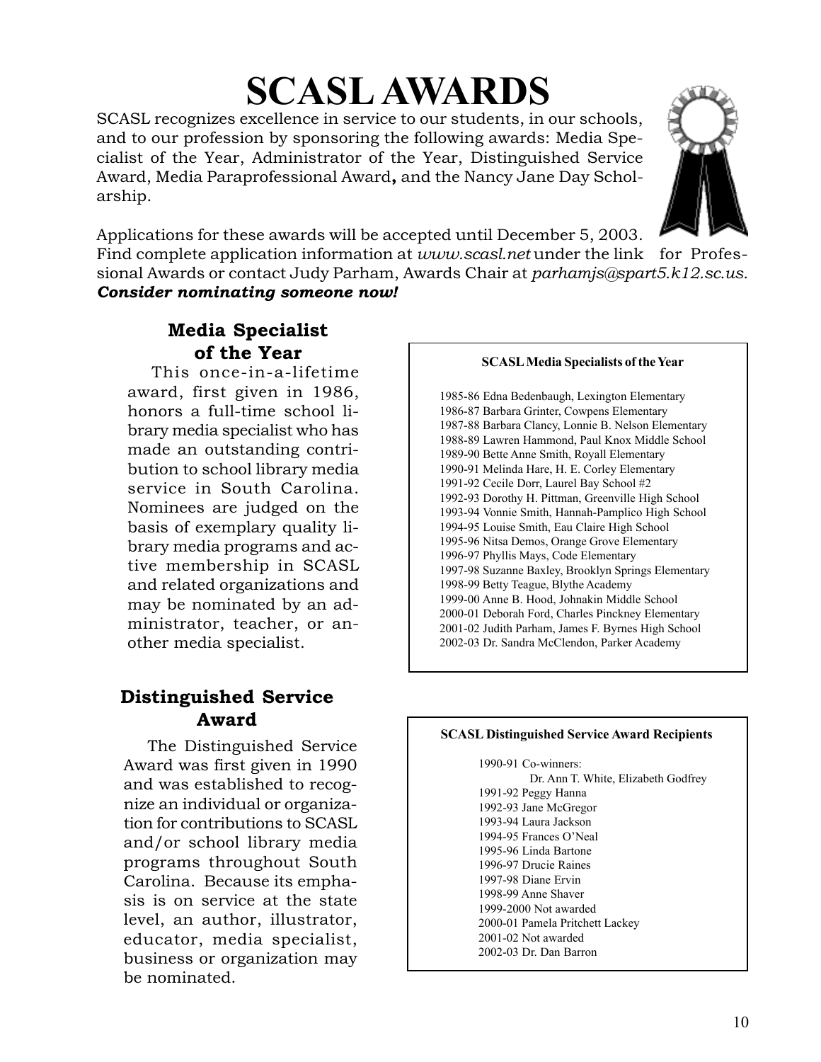# SCASL AWARDS

SCASL recognizes excellence in service to our students, in our schools, and to our profession by sponsoring the following awards: Media Specialist of the Year, Administrator of the Year, Distinguished Service Award, Media Paraprofessional Award**,** and the Nancy Jane Day Scholarship.

Applications for these awards will be accepted until December 5, 2003. Find complete application information at *www.scasl.net* under the link for Professional Awards or contact Judy Parham, Awards Chair at *parhamjs@spart5.k12.sc.us.*
***Consider nominating someone now!***

### Media Specialist of the Year

This once-in-a-lifetime award, first given in 1986, honors a full-time school library media specialist who has made an outstanding contribution to school library media service in South Carolina. Nominees are judged on the basis of exemplary quality library media programs and active membership in SCASL and related organizations and may be nominated by an administrator, teacher, or another media specialist.

**SCASL Media Specialists of the Year**

1985-86 Edna Bedenbaugh, Lexington Elementary
1986-87 Barbara Grinter, Cowpens Elementary
1987-88 Barbara Clancy, Lonnie B. Nelson Elementary
1988-89 Lawren Hammond, Paul Knox Middle School
1989-90 Bette Anne Smith, Royall Elementary
1990-91 Melinda Hare, H. E. Corley Elementary
1991-92 Cecile Dorr, Laurel Bay School #2
1992-93 Dorothy H. Pittman, Greenville High School
1993-94 Vonnie Smith, Hannah-Pamplico High School
1994-95 Louise Smith, Eau Claire High School
1995-96 Nitsa Demos, Orange Grove Elementary
1996-97 Phyllis Mays, Code Elementary
1997-98 Suzanne Baxley, Brooklyn Springs Elementary
1998-99 Betty Teague, Blythe Academy
1999-00 Anne B. Hood, Johnakin Middle School
2000-01 Deborah Ford, Charles Pinckney Elementary
2001-02 Judith Parham, James F. Byrnes High School
2002-03 Dr. Sandra McClendon, Parker Academy

### Distinguished Service Award

The Distinguished Service Award was first given in 1990 and was established to recognize an individual or organization for contributions to SCASL and/or school library media programs throughout South Carolina. Because its emphasis is on service at the state level, an author, illustrator, educator, media specialist, business or organization may be nominated.

**SCASL Distinguished Service Award Recipients**

1990-91 Co-winners:
Dr. Ann T. White, Elizabeth Godfrey
1991-92 Peggy Hanna
1992-93 Jane McGregor
1993-94 Laura Jackson
1994-95 Frances O'Neal
1995-96 Linda Bartone
1996-97 Drucie Raines
1997-98 Diane Ervin
1998-99 Anne Shaver
1999-2000 Not awarded
2000-01 Pamela Pritchett Lackey
2001-02 Not awarded
2002-03 Dr. Dan Barron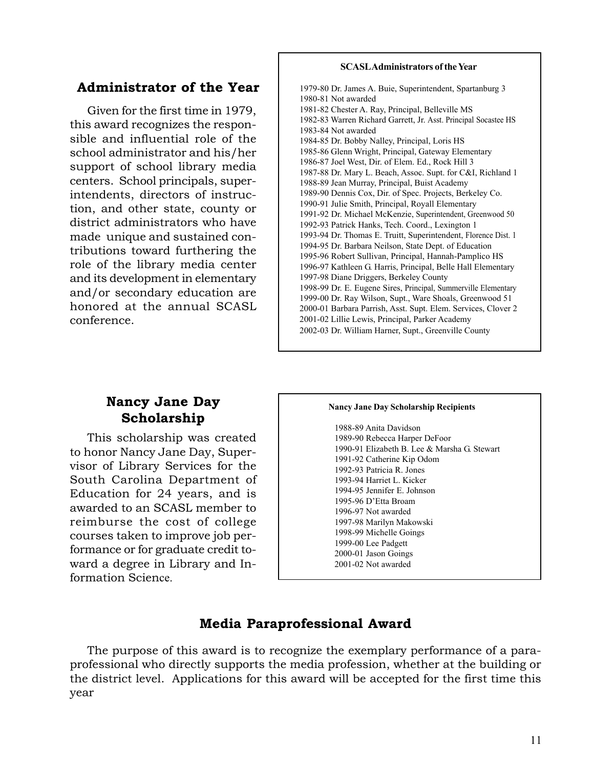## Administrator of the Year

Given for the first time in 1979, this award recognizes the responsible and influential role of the school administrator and his/her support of school library media centers. School principals, superintendents, directors of instruction, and other state, county or district administrators who have made unique and sustained contributions toward furthering the role of the library media center and its development in elementary and/or secondary education are honored at the annual SCASL conference.

**SCASL Administrators of the Year**

1979-80 Dr. James A. Buie, Superintendent, Spartanburg 3
1980-81 Not awarded
1981-82 Chester A. Ray, Principal, Belleville MS
1982-83 Warren Richard Garrett, Jr. Asst. Principal Socastee HS
1983-84 Not awarded
1984-85 Dr. Bobby Nalley, Principal, Loris HS
1985-86 Glenn Wright, Principal, Gateway Elementary
1986-87 Joel West, Dir. of Elem. Ed., Rock Hill 3
1987-88 Dr. Mary L. Beach, Assoc. Supt. for C&I, Richland 1
1988-89 Jean Murray, Principal, Buist Academy
1989-90 Dennis Cox, Dir. of Spec. Projects, Berkeley Co.
1990-91 Julie Smith, Principal, Royall Elementary
1991-92 Dr. Michael McKenzie, Superintendent, Greenwood 50
1992-93 Patrick Hanks, Tech. Coord., Lexington 1
1993-94 Dr. Thomas E. Truitt, Superintendent, Florence Dist. 1
1994-95 Dr. Barbara Neilson, State Dept. of Education
1995-96 Robert Sullivan, Principal, Hannah-Pamplico HS
1996-97 Kathleen G. Harris, Principal, Belle Hall Elementary
1997-98 Diane Driggers, Berkeley County
1998-99 Dr. E. Eugene Sires, Principal, Summerville Elementary
1999-00 Dr. Ray Wilson, Supt., Ware Shoals, Greenwood 51
2000-01 Barbara Parrish, Asst. Supt. Elem. Services, Clover 2
2001-02 Lillie Lewis, Principal, Parker Academy
2002-03 Dr. William Harner, Supt., Greenville County

## Nancy Jane Day Scholarship

This scholarship was created to honor Nancy Jane Day, Supervisor of Library Services for the South Carolina Department of Education for 24 years, and is awarded to an SCASL member to reimburse the cost of college courses taken to improve job performance or for graduate credit toward a degree in Library and Information Science.

**Nancy Jane Day Scholarship Recipients**

1988-89 Anita Davidson
1989-90 Rebecca Harper DeFoor
1990-91 Elizabeth B. Lee & Marsha G. Stewart
1991-92 Catherine Kip Odom
1992-93 Patricia R. Jones
1993-94 Harriet L. Kicker
1994-95 Jennifer E. Johnson
1995-96 D'Etta Broam
1996-97 Not awarded
1997-98 Marilyn Makowski
1998-99 Michelle Goings
1999-00 Lee Padgett
2000-01 Jason Goings
2001-02 Not awarded

## Media Paraprofessional Award

The purpose of this award is to recognize the exemplary performance of a paraprofessional who directly supports the media profession, whether at the building or the district level. Applications for this award will be accepted for the first time this year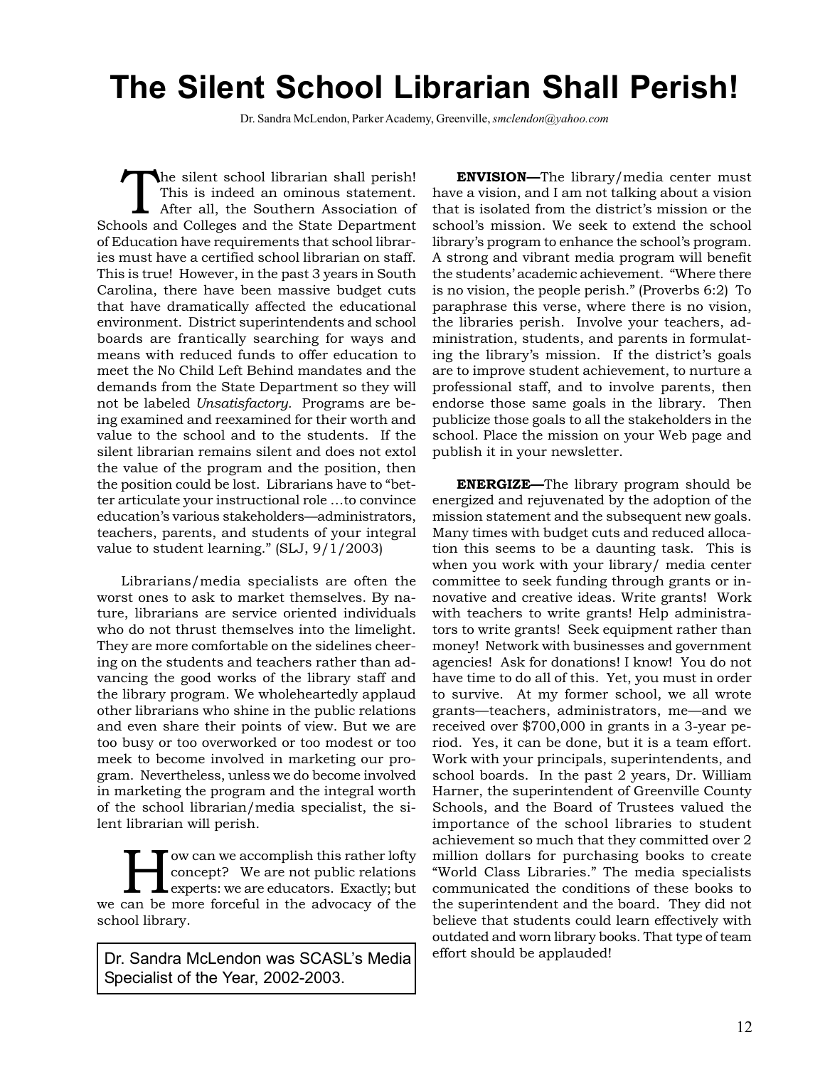# The Silent School Librarian Shall Perish!

Dr. Sandra McLendon, Parker Academy, Greenville, *smclendon@yahoo.com*

The silent school librarian shall perish! This is indeed an ominous statement. After all, the Southern Association of Schools and Colleges and the State Department of Education have requirements that school libraries must have a certified school librarian on staff. This is true! However, in the past 3 years in South Carolina, there have been massive budget cuts that have dramatically affected the educational environment. District superintendents and school boards are frantically searching for ways and means with reduced funds to offer education to meet the No Child Left Behind mandates and the demands from the State Department so they will not be labeled *Unsatisfactory.* Programs are being examined and reexamined for their worth and value to the school and to the students. If the silent librarian remains silent and does not extol the value of the program and the position, then the position could be lost. Librarians have to "better articulate your instructional role …to convince education's various stakeholders—administrators, teachers, parents, and students of your integral value to student learning." (SLJ, 9/1/2003)

Librarians/media specialists are often the worst ones to ask to market themselves. By nature, librarians are service oriented individuals who do not thrust themselves into the limelight. They are more comfortable on the sidelines cheering on the students and teachers rather than advancing the good works of the library staff and the library program. We wholeheartedly applaud other librarians who shine in the public relations and even share their points of view. But we are too busy or too overworked or too modest or too meek to become involved in marketing our program. Nevertheless, unless we do become involved in marketing the program and the integral worth of the school librarian/media specialist, the silent librarian will perish.

How can we accomplish this rather lofty concept? We are not public relations experts: we are educators. Exactly; but we can be more forceful in the advocacy of the school library.

Dr. Sandra McLendon was SCASL's Media Specialist of the Year, 2002-2003.

**ENVISION—**The library/media center must have a vision, and I am not talking about a vision that is isolated from the district's mission or the school's mission. We seek to extend the school library's program to enhance the school's program. A strong and vibrant media program will benefit the students' academic achievement. "Where there is no vision, the people perish." (Proverbs 6:2) To paraphrase this verse, where there is no vision, the libraries perish. Involve your teachers, administration, students, and parents in formulating the library's mission. If the district's goals are to improve student achievement, to nurture a professional staff, and to involve parents, then endorse those same goals in the library. Then publicize those goals to all the stakeholders in the school. Place the mission on your Web page and publish it in your newsletter.

**ENERGIZE—**The library program should be energized and rejuvenated by the adoption of the mission statement and the subsequent new goals. Many times with budget cuts and reduced allocation this seems to be a daunting task. This is when you work with your library/ media center committee to seek funding through grants or innovative and creative ideas. Write grants! Work with teachers to write grants! Help administrators to write grants! Seek equipment rather than money! Network with businesses and government agencies! Ask for donations! I know! You do not have time to do all of this. Yet, you must in order to survive. At my former school, we all wrote grants—teachers, administrators, me—and we received over $700,000 in grants in a 3-year period. Yes, it can be done, but it is a team effort. Work with your principals, superintendents, and school boards. In the past 2 years, Dr. William Harner, the superintendent of Greenville County Schools, and the Board of Trustees valued the importance of the school libraries to student achievement so much that they committed over 2 million dollars for purchasing books to create "World Class Libraries." The media specialists communicated the conditions of these books to the superintendent and the board. They did not believe that students could learn effectively with outdated and worn library books. That type of team effort should be applauded!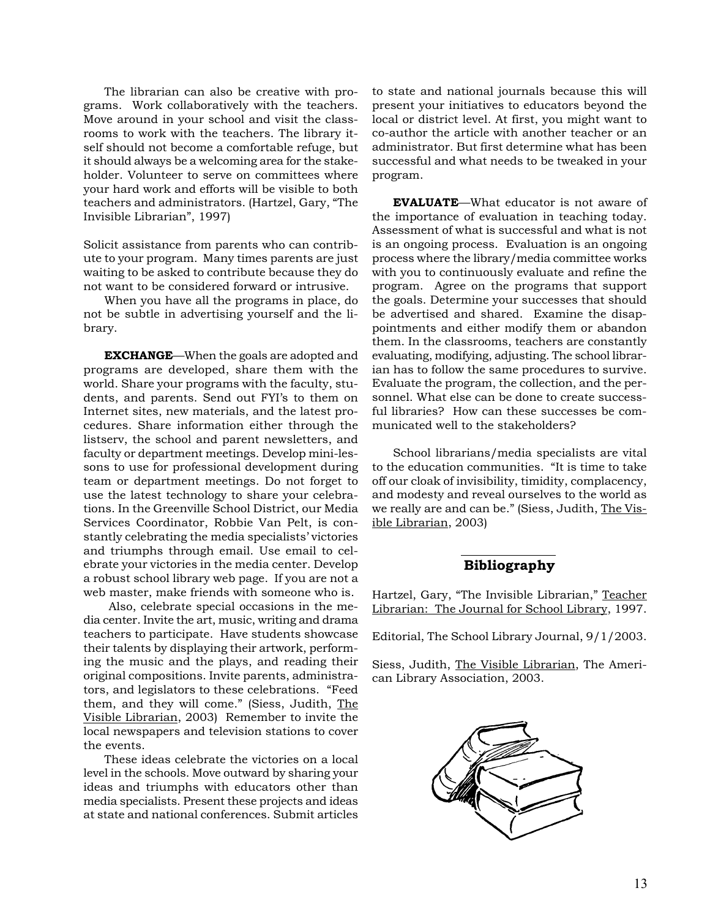The librarian can also be creative with programs. Work collaboratively with the teachers. Move around in your school and visit the classrooms to work with the teachers. The library itself should not become a comfortable refuge, but it should always be a welcoming area for the stakeholder. Volunteer to serve on committees where your hard work and efforts will be visible to both teachers and administrators. (Hartzel, Gary, "The Invisible Librarian", 1997)

Solicit assistance from parents who can contribute to your program. Many times parents are just waiting to be asked to contribute because they do not want to be considered forward or intrusive.

When you have all the programs in place, do not be subtle in advertising yourself and the library.

**EXCHANGE**—When the goals are adopted and programs are developed, share them with the world. Share your programs with the faculty, students, and parents. Send out FYI's to them on Internet sites, new materials, and the latest procedures. Share information either through the listserv, the school and parent newsletters, and faculty or department meetings. Develop mini-lessons to use for professional development during team or department meetings. Do not forget to use the latest technology to share your celebrations. In the Greenville School District, our Media Services Coordinator, Robbie Van Pelt, is constantly celebrating the media specialists' victories and triumphs through email. Use email to celebrate your victories in the media center. Develop a robust school library web page. If you are not a web master, make friends with someone who is.

Also, celebrate special occasions in the media center. Invite the art, music, writing and drama teachers to participate. Have students showcase their talents by displaying their artwork, performing the music and the plays, and reading their original compositions. Invite parents, administrators, and legislators to these celebrations. "Feed them, and they will come." (Siess, Judith, The Visible Librarian, 2003) Remember to invite the local newspapers and television stations to cover the events.

These ideas celebrate the victories on a local level in the schools. Move outward by sharing your ideas and triumphs with educators other than media specialists. Present these projects and ideas at state and national conferences. Submit articles to state and national journals because this will present your initiatives to educators beyond the local or district level. At first, you might want to co-author the article with another teacher or an administrator. But first determine what has been successful and what needs to be tweaked in your program.

**EVALUATE**—What educator is not aware of the importance of evaluation in teaching today. Assessment of what is successful and what is not is an ongoing process. Evaluation is an ongoing process where the library/media committee works with you to continuously evaluate and refine the program. Agree on the programs that support the goals. Determine your successes that should be advertised and shared. Examine the disappointments and either modify them or abandon them. In the classrooms, teachers are constantly evaluating, modifying, adjusting. The school librarian has to follow the same procedures to survive. Evaluate the program, the collection, and the personnel. What else can be done to create successful libraries? How can these successes be communicated well to the stakeholders?

School librarians/media specialists are vital to the education communities. "It is time to take off our cloak of invisibility, timidity, complacency, and modesty and reveal ourselves to the world as we really are and can be." (Siess, Judith, The Visible Librarian, 2003)

## Bibliography

Hartzel, Gary, "The Invisible Librarian," Teacher Librarian: The Journal for School Library, 1997.

Editorial, The School Library Journal, 9/1/2003.

Siess, Judith, The Visible Librarian, The American Library Association, 2003.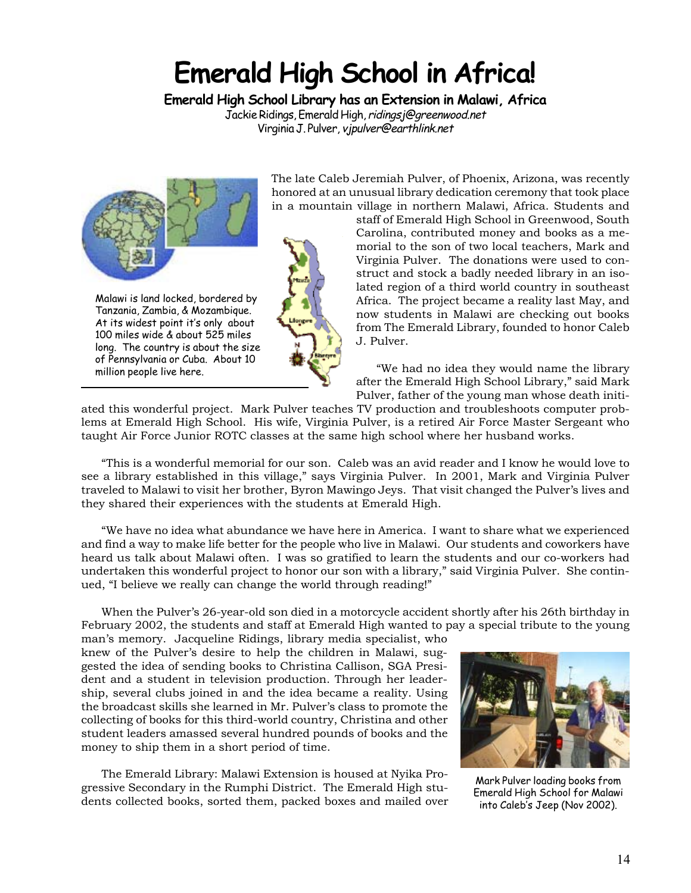# Emerald High School in Africa!

**Emerald High School Library has an Extension in Malawi, Africa**

Jackie Ridings, Emerald High, *ridingsj@greenwood.net*
Virginia J. Pulver, *vjpulver@earthlink.net*

Malawi is land locked, bordered by Tanzania, Zambia, & Mozambique. At its widest point it's only about 100 miles wide & about 525 miles long. The country is about the size of Pennsylvania or Cuba. About 10 million people live here.

The late Caleb Jeremiah Pulver, of Phoenix, Arizona, was recently honored at an unusual library dedication ceremony that took place in a mountain village in northern Malawi, Africa. Students and staff of Emerald High School in Greenwood, South Carolina, contributed money and books as a memorial to the son of two local teachers, Mark and Virginia Pulver. The donations were used to construct and stock a badly needed library in an isolated region of a third world country in southeast Africa. The project became a reality last May, and now students in Malawi are checking out books from The Emerald Library, founded to honor Caleb J. Pulver.

"We had no idea they would name the library after the Emerald High School Library," said Mark Pulver, father of the young man whose death initiated this wonderful project. Mark Pulver teaches TV production and troubleshoots computer problems at Emerald High School. His wife, Virginia Pulver, is a retired Air Force Master Sergeant who taught Air Force Junior ROTC classes at the same high school where her husband works.

"This is a wonderful memorial for our son. Caleb was an avid reader and I know he would love to see a library established in this village," says Virginia Pulver. In 2001, Mark and Virginia Pulver traveled to Malawi to visit her brother, Byron Mawingo Jeys. That visit changed the Pulver's lives and they shared their experiences with the students at Emerald High.

"We have no idea what abundance we have here in America. I want to share what we experienced and find a way to make life better for the people who live in Malawi. Our students and coworkers have heard us talk about Malawi often. I was so gratified to learn the students and our co-workers had undertaken this wonderful project to honor our son with a library," said Virginia Pulver. She continued, "I believe we really can change the world through reading!"

When the Pulver's 26-year-old son died in a motorcycle accident shortly after his 26th birthday in February 2002, the students and staff at Emerald High wanted to pay a special tribute to the young man's memory. Jacqueline Ridings, library media specialist, who knew of the Pulver's desire to help the children in Malawi, suggested the idea of sending books to Christina Callison, SGA President and a student in television production. Through her leadership, several clubs joined in and the idea became a reality. Using the broadcast skills she learned in Mr. Pulver's class to promote the collecting of books for this third-world country, Christina and other student leaders amassed several hundred pounds of books and the money to ship them in a short period of time.

Mark Pulver loading books from Emerald High School for Malawi into Caleb's Jeep (Nov 2002).

The Emerald Library: Malawi Extension is housed at Nyika Progressive Secondary in the Rumphi District. The Emerald High students collected books, sorted them, packed boxes and mailed over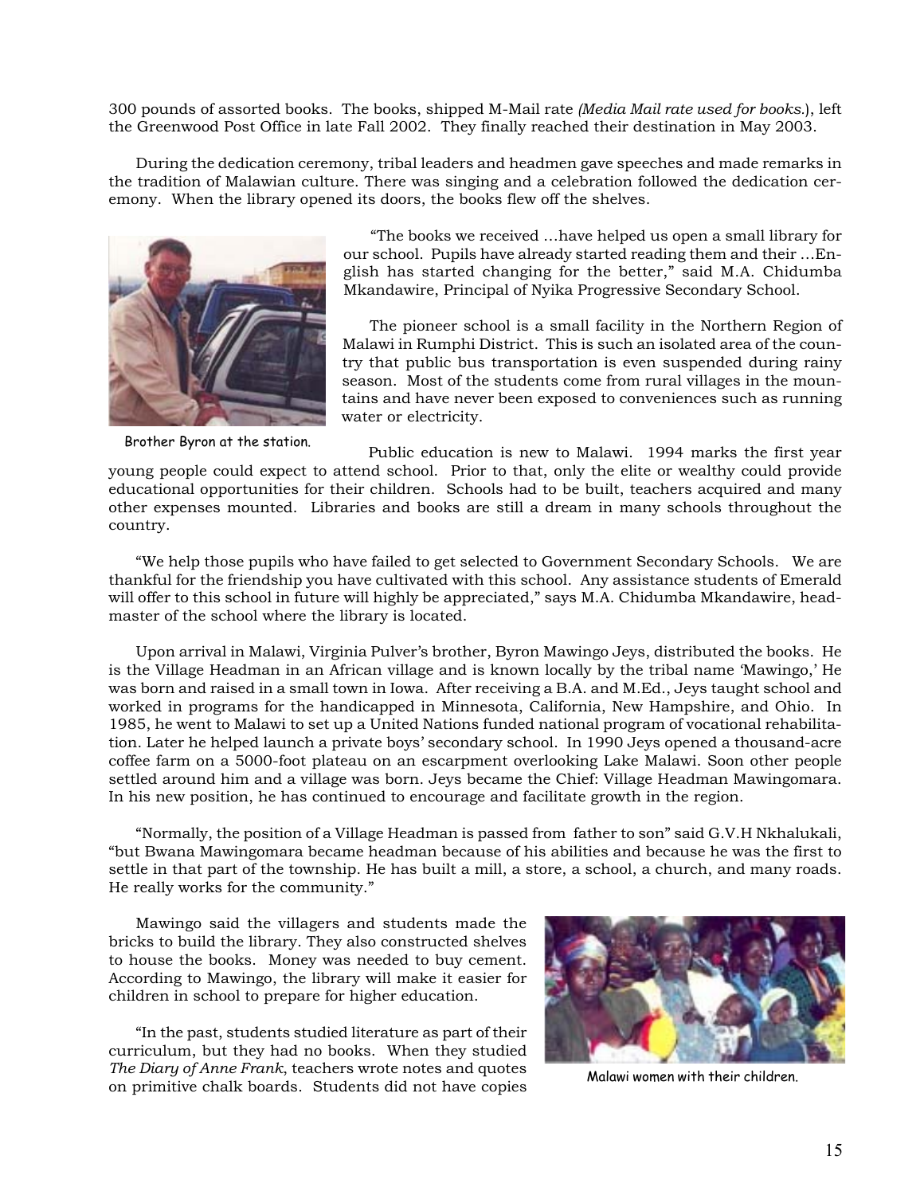300 pounds of assorted books. The books, shipped M-Mail rate *(Media Mail rate used for books.*), left the Greenwood Post Office in late Fall 2002. They finally reached their destination in May 2003.

During the dedication ceremony, tribal leaders and headmen gave speeches and made remarks in the tradition of Malawian culture. There was singing and a celebration followed the dedication ceremony. When the library opened its doors, the books flew off the shelves.

"The books we received ...have helped us open a small library for our school. Pupils have already started reading them and their ...English has started changing for the better," said M.A. Chidumba Mkandawire, Principal of Nyika Progressive Secondary School.

The pioneer school is a small facility in the Northern Region of Malawi in Rumphi District. This is such an isolated area of the country that public bus transportation is even suspended during rainy season. Most of the students come from rural villages in the mountains and have never been exposed to conveniences such as running water or electricity.

Brother Byron at the station.

Public education is new to Malawi. 1994 marks the first year young people could expect to attend school. Prior to that, only the elite or wealthy could provide educational opportunities for their children. Schools had to be built, teachers acquired and many other expenses mounted. Libraries and books are still a dream in many schools throughout the country.

"We help those pupils who have failed to get selected to Government Secondary Schools. We are thankful for the friendship you have cultivated with this school. Any assistance students of Emerald will offer to this school in future will highly be appreciated," says M.A. Chidumba Mkandawire, headmaster of the school where the library is located.

Upon arrival in Malawi, Virginia Pulver's brother, Byron Mawingo Jeys, distributed the books. He is the Village Headman in an African village and is known locally by the tribal name 'Mawingo,' He was born and raised in a small town in Iowa. After receiving a B.A. and M.Ed., Jeys taught school and worked in programs for the handicapped in Minnesota, California, New Hampshire, and Ohio. In 1985, he went to Malawi to set up a United Nations funded national program of vocational rehabilitation. Later he helped launch a private boys' secondary school. In 1990 Jeys opened a thousand-acre coffee farm on a 5000-foot plateau on an escarpment overlooking Lake Malawi. Soon other people settled around him and a village was born. Jeys became the Chief: Village Headman Mawingomara. In his new position, he has continued to encourage and facilitate growth in the region.

"Normally, the position of a Village Headman is passed from father to son" said G.V.H Nkhalukali, "but Bwana Mawingomara became headman because of his abilities and because he was the first to settle in that part of the township. He has built a mill, a store, a school, a church, and many roads. He really works for the community."

Mawingo said the villagers and students made the bricks to build the library. They also constructed shelves to house the books. Money was needed to buy cement. According to Mawingo, the library will make it easier for children in school to prepare for higher education.

"In the past, students studied literature as part of their curriculum, but they had no books. When they studied *The Diary of Anne Frank*, teachers wrote notes and quotes on primitive chalk boards. Students did not have copies

Malawi women with their children.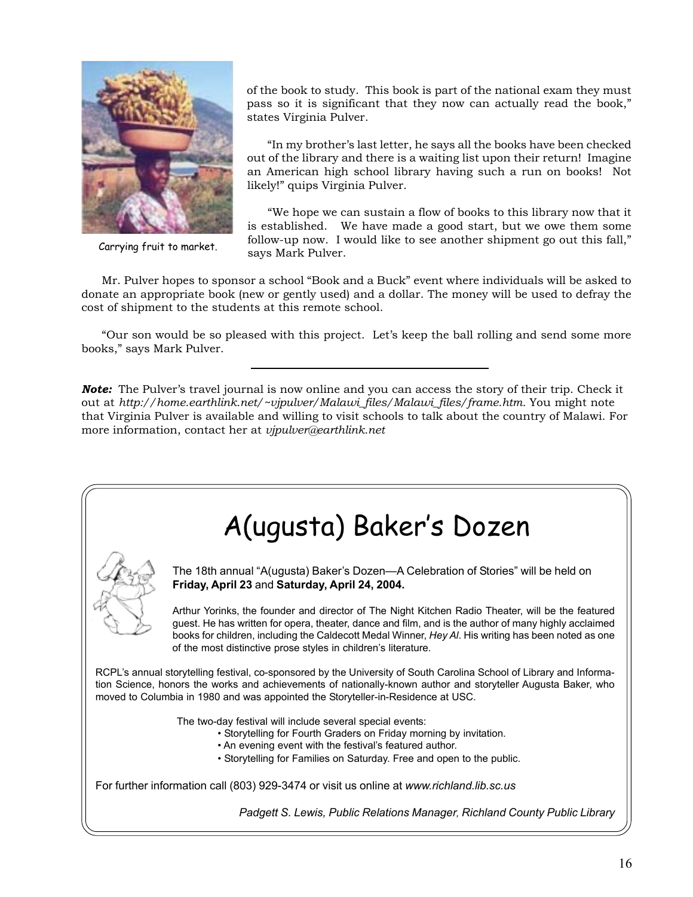Carrying fruit to market.

of the book to study. This book is part of the national exam they must pass so it is significant that they now can actually read the book," states Virginia Pulver.

"In my brother's last letter, he says all the books have been checked out of the library and there is a waiting list upon their return! Imagine an American high school library having such a run on books! Not likely!" quips Virginia Pulver.

"We hope we can sustain a flow of books to this library now that it is established. We have made a good start, but we owe them some follow-up now. I would like to see another shipment go out this fall," says Mark Pulver.

Mr. Pulver hopes to sponsor a school "Book and a Buck" event where individuals will be asked to donate an appropriate book (new or gently used) and a dollar. The money will be used to defray the cost of shipment to the students at this remote school.

"Our son would be so pleased with this project. Let's keep the ball rolling and send some more books," says Mark Pulver.

---

***Note:*** The Pulver's travel journal is now online and you can access the story of their trip. Check it out at *http://home.earthlink.net/~vjpulver/Malawi_files/Malawi_files/frame.htm.* You might note that Virginia Pulver is available and willing to visit schools to talk about the country of Malawi. For more information, contact her at *vjpulver@earthlink.net*

# A(ugusta) Baker's Dozen

The 18th annual "A(ugusta) Baker's Dozen—A Celebration of Stories" will be held on **Friday, April 23** and **Saturday, April 24, 2004.**

Arthur Yorinks, the founder and director of The Night Kitchen Radio Theater, will be the featured guest. He has written for opera, theater, dance and film, and is the author of many highly acclaimed books for children, including the Caldecott Medal Winner, *Hey Al*. His writing has been noted as one of the most distinctive prose styles in children's literature.

RCPL's annual storytelling festival, co-sponsored by the University of South Carolina School of Library and Information Science, honors the works and achievements of nationally-known author and storyteller Augusta Baker, who moved to Columbia in 1980 and was appointed the Storyteller-in-Residence at USC.

The two-day festival will include several special events:

- Storytelling for Fourth Graders on Friday morning by invitation.
- An evening event with the festival's featured author.
- Storytelling for Families on Saturday. Free and open to the public.

For further information call (803) 929-3474 or visit us online at *www.richland.lib.sc.us*

*Padgett S. Lewis, Public Relations Manager, Richland County Public Library*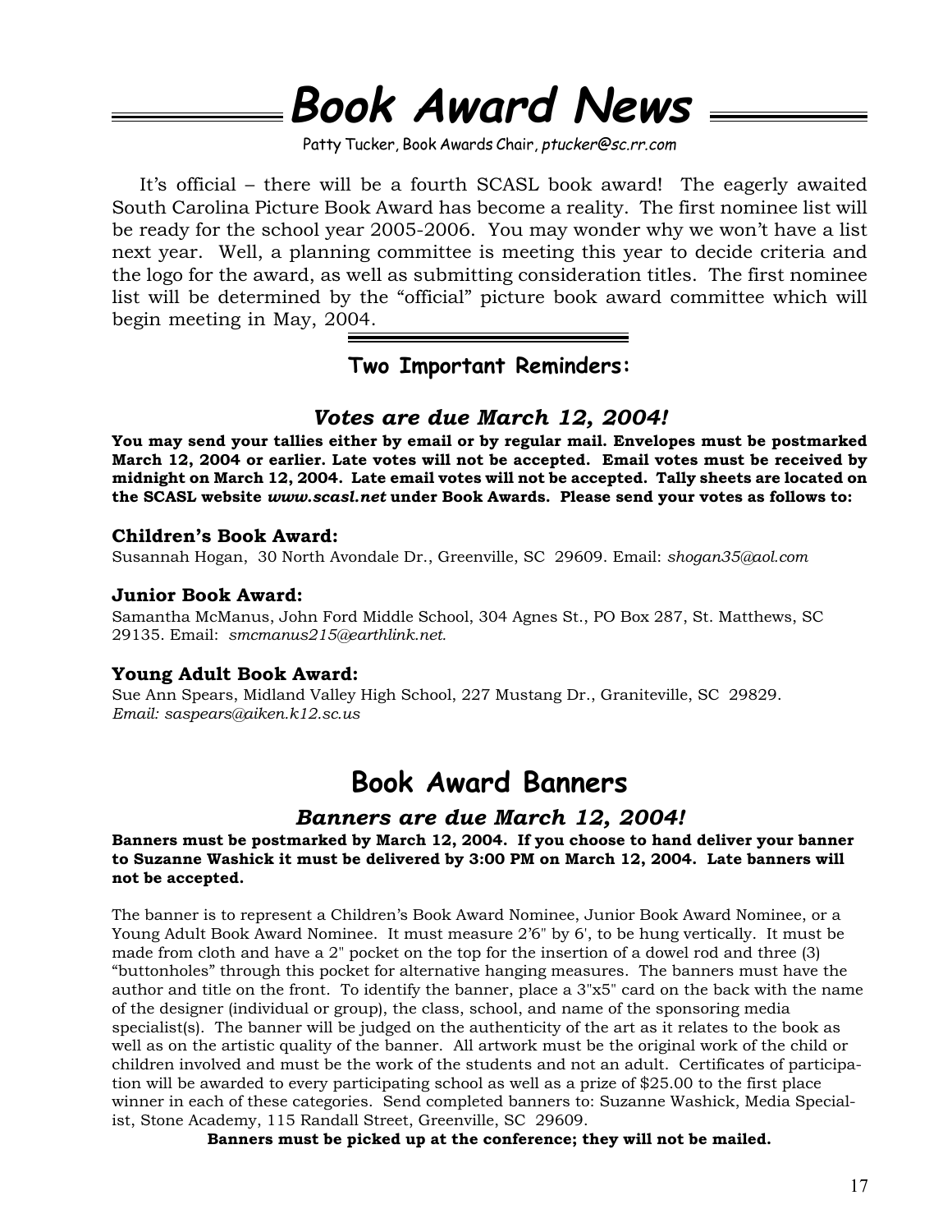# Book Award News

Patty Tucker, Book Awards Chair, *ptucker@sc.rr.com*

It's official – there will be a fourth SCASL book award! The eagerly awaited South Carolina Picture Book Award has become a reality. The first nominee list will be ready for the school year 2005-2006. You may wonder why we won't have a list next year. Well, a planning committee is meeting this year to decide criteria and the logo for the award, as well as submitting consideration titles. The first nominee list will be determined by the "official" picture book award committee which will begin meeting in May, 2004.

## Two Important Reminders:

### *Votes are due March 12, 2004!*

**You may send your tallies either by email or by regular mail. Envelopes must be postmarked March 12, 2004 or earlier. Late votes will not be accepted. Email votes must be received by midnight on March 12, 2004. Late email votes will not be accepted. Tally sheets are located on the SCASL website *www.scasl.net* under Book Awards. Please send your votes as follows to:**

**Children's Book Award:**
Susannah Hogan, 30 North Avondale Dr., Greenville, SC 29609. Email: *shogan35@aol.com*

**Junior Book Award:**
Samantha McManus, John Ford Middle School, 304 Agnes St., PO Box 287, St. Matthews, SC 29135. Email: *smcmanus215@earthlink.net.*

**Young Adult Book Award:**
Sue Ann Spears, Midland Valley High School, 227 Mustang Dr., Graniteville, SC 29829. *Email: saspears@aiken.k12.sc.us*

# Book Award Banners

### *Banners are due March 12, 2004!*

**Banners must be postmarked by March 12, 2004. If you choose to hand deliver your banner to Suzanne Washick it must be delivered by 3:00 PM on March 12, 2004. Late banners will not be accepted.**

The banner is to represent a Children's Book Award Nominee, Junior Book Award Nominee, or a Young Adult Book Award Nominee. It must measure 2'6" by 6', to be hung vertically. It must be made from cloth and have a 2" pocket on the top for the insertion of a dowel rod and three (3) "buttonholes" through this pocket for alternative hanging measures. The banners must have the author and title on the front. To identify the banner, place a 3"x5" card on the back with the name of the designer (individual or group), the class, school, and name of the sponsoring media specialist(s). The banner will be judged on the authenticity of the art as it relates to the book as well as on the artistic quality of the banner. All artwork must be the original work of the child or children involved and must be the work of the students and not an adult. Certificates of participation will be awarded to every participating school as well as a prize of $25.00 to the first place winner in each of these categories. Send completed banners to: Suzanne Washick, Media Specialist, Stone Academy, 115 Randall Street, Greenville, SC 29609.

**Banners must be picked up at the conference; they will not be mailed.**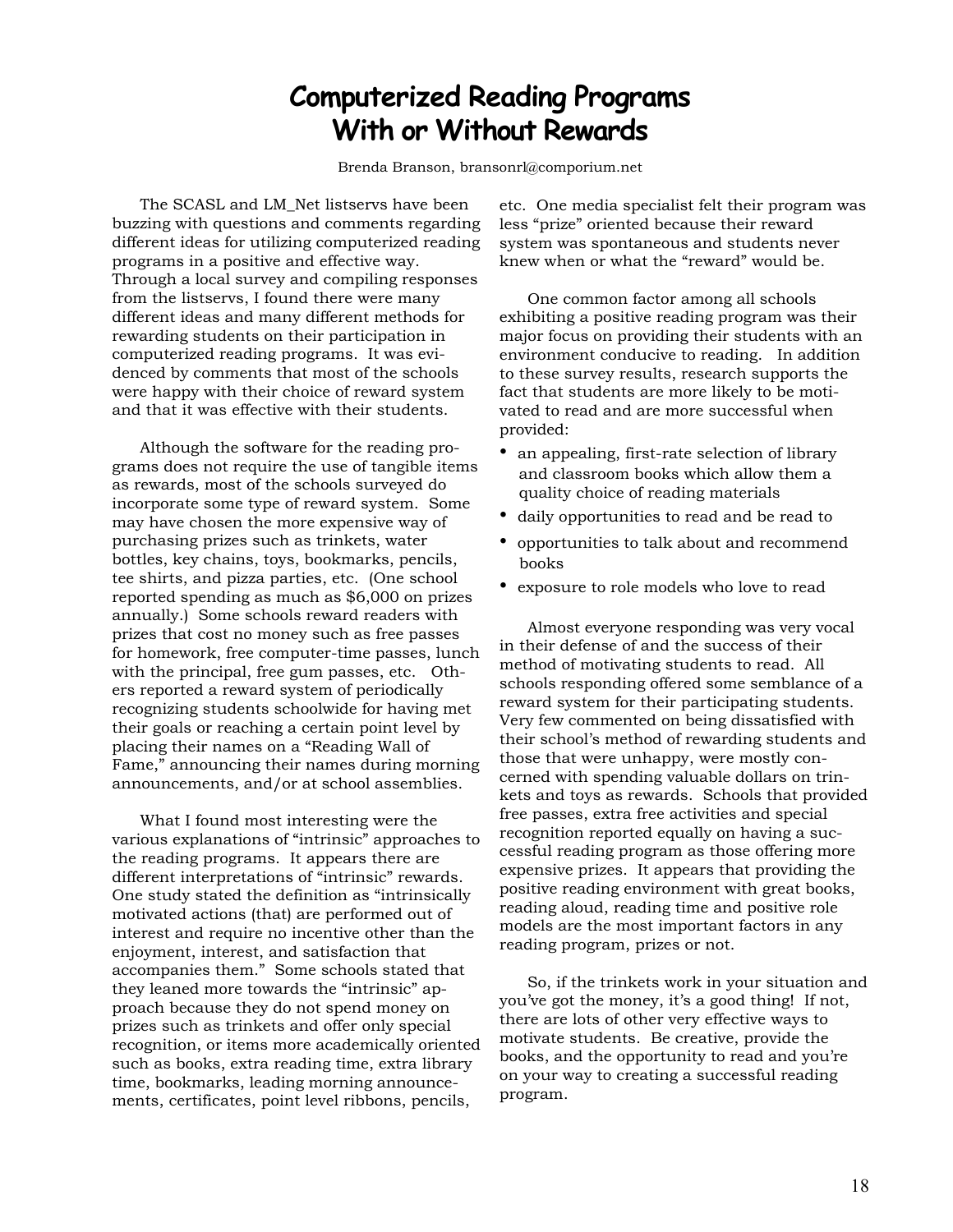# Computerized Reading Programs With or Without Rewards

Brenda Branson, bransonrl@comporium.net

The SCASL and LM_Net listservs have been buzzing with questions and comments regarding different ideas for utilizing computerized reading programs in a positive and effective way. Through a local survey and compiling responses from the listservs, I found there were many different ideas and many different methods for rewarding students on their participation in computerized reading programs. It was evidenced by comments that most of the schools were happy with their choice of reward system and that it was effective with their students.

Although the software for the reading programs does not require the use of tangible items as rewards, most of the schools surveyed do incorporate some type of reward system. Some may have chosen the more expensive way of purchasing prizes such as trinkets, water bottles, key chains, toys, bookmarks, pencils, tee shirts, and pizza parties, etc. (One school reported spending as much as $6,000 on prizes annually.) Some schools reward readers with prizes that cost no money such as free passes for homework, free computer-time passes, lunch with the principal, free gum passes, etc. Others reported a reward system of periodically recognizing students schoolwide for having met their goals or reaching a certain point level by placing their names on a "Reading Wall of Fame," announcing their names during morning announcements, and/or at school assemblies.

What I found most interesting were the various explanations of "intrinsic" approaches to the reading programs. It appears there are different interpretations of "intrinsic" rewards. One study stated the definition as "intrinsically motivated actions (that) are performed out of interest and require no incentive other than the enjoyment, interest, and satisfaction that accompanies them." Some schools stated that they leaned more towards the "intrinsic" approach because they do not spend money on prizes such as trinkets and offer only special recognition, or items more academically oriented such as books, extra reading time, extra library time, bookmarks, leading morning announcements, certificates, point level ribbons, pencils, etc. One media specialist felt their program was less "prize" oriented because their reward system was spontaneous and students never knew when or what the "reward" would be.

One common factor among all schools exhibiting a positive reading program was their major focus on providing their students with an environment conducive to reading. In addition to these survey results, research supports the fact that students are more likely to be motivated to read and are more successful when provided:

- an appealing, first-rate selection of library and classroom books which allow them a quality choice of reading materials
- daily opportunities to read and be read to
- opportunities to talk about and recommend books
- exposure to role models who love to read

Almost everyone responding was very vocal in their defense of and the success of their method of motivating students to read. All schools responding offered some semblance of a reward system for their participating students. Very few commented on being dissatisfied with their school's method of rewarding students and those that were unhappy, were mostly concerned with spending valuable dollars on trinkets and toys as rewards. Schools that provided free passes, extra free activities and special recognition reported equally on having a successful reading program as those offering more expensive prizes. It appears that providing the positive reading environment with great books, reading aloud, reading time and positive role models are the most important factors in any reading program, prizes or not.

So, if the trinkets work in your situation and you've got the money, it's a good thing! If not, there are lots of other very effective ways to motivate students. Be creative, provide the books, and the opportunity to read and you're on your way to creating a successful reading program.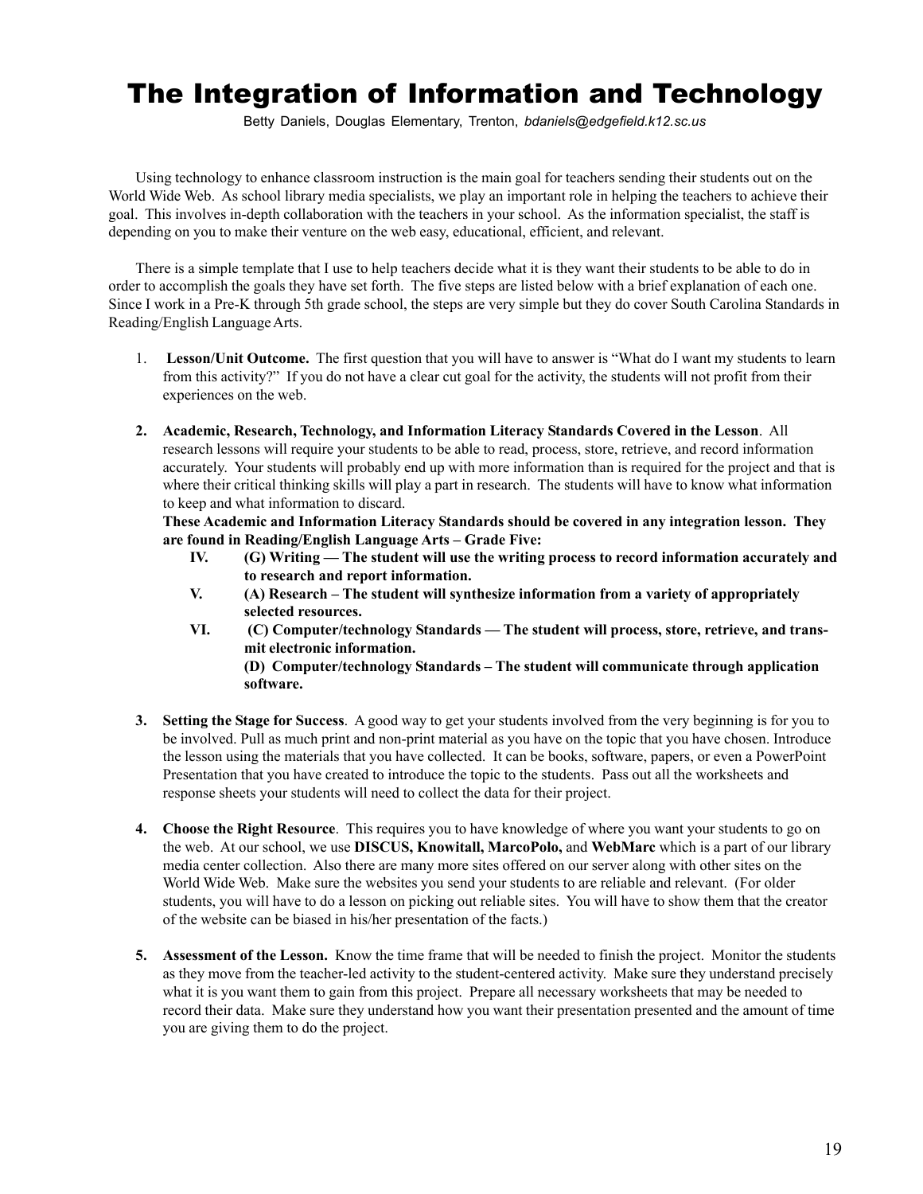# The Integration of Information and Technology

Betty Daniels, Douglas Elementary, Trenton, *bdaniels@edgefield.k12.sc.us*

Using technology to enhance classroom instruction is the main goal for teachers sending their students out on the World Wide Web. As school library media specialists, we play an important role in helping the teachers to achieve their goal. This involves in-depth collaboration with the teachers in your school. As the information specialist, the staff is depending on you to make their venture on the web easy, educational, efficient, and relevant.

There is a simple template that I use to help teachers decide what it is they want their students to be able to do in order to accomplish the goals they have set forth. The five steps are listed below with a brief explanation of each one. Since I work in a Pre-K through 5th grade school, the steps are very simple but they do cover South Carolina Standards in Reading/English Language Arts.

1. **Lesson/Unit Outcome.** The first question that you will have to answer is "What do I want my students to learn from this activity?" If you do not have a clear cut goal for the activity, the students will not profit from their experiences on the web.

2. **Academic, Research, Technology, and Information Literacy Standards Covered in the Lesson**. All research lessons will require your students to be able to read, process, store, retrieve, and record information accurately. Your students will probably end up with more information than is required for the project and that is where their critical thinking skills will play a part in research. The students will have to know what information to keep and what information to discard.
   **These Academic and Information Literacy Standards should be covered in any integration lesson. They are found in Reading/English Language Arts – Grade Five:**
   - **IV. (G) Writing — The student will use the writing process to record information accurately and to research and report information.**
   - **V. (A) Research – The student will synthesize information from a variety of appropriately selected resources.**
   - **VI. (C) Computer/technology Standards — The student will process, store, retrieve, and transmit electronic information.**
     **(D) Computer/technology Standards – The student will communicate through application software.**

3. **Setting the Stage for Success**. A good way to get your students involved from the very beginning is for you to be involved. Pull as much print and non-print material as you have on the topic that you have chosen. Introduce the lesson using the materials that you have collected. It can be books, software, papers, or even a PowerPoint Presentation that you have created to introduce the topic to the students. Pass out all the worksheets and response sheets your students will need to collect the data for their project.

4. **Choose the Right Resource**. This requires you to have knowledge of where you want your students to go on the web. At our school, we use **DISCUS, Knowitall, MarcoPolo,** and **WebMarc** which is a part of our library media center collection. Also there are many more sites offered on our server along with other sites on the World Wide Web. Make sure the websites you send your students to are reliable and relevant. (For older students, you will have to do a lesson on picking out reliable sites. You will have to show them that the creator of the website can be biased in his/her presentation of the facts.)

5. **Assessment of the Lesson.** Know the time frame that will be needed to finish the project. Monitor the students as they move from the teacher-led activity to the student-centered activity. Make sure they understand precisely what it is you want them to gain from this project. Prepare all necessary worksheets that may be needed to record their data. Make sure they understand how you want their presentation presented and the amount of time you are giving them to do the project.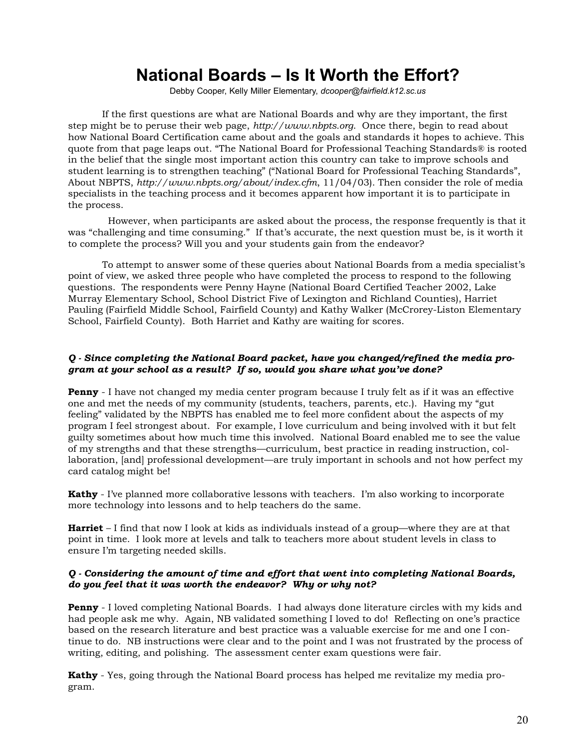# National Boards – Is It Worth the Effort?

Debby Cooper, Kelly Miller Elementary, *dcooper@fairfield.k12.sc.us*

If the first questions are what are National Boards and why are they important, the first step might be to peruse their web page, *http://www.nbpts.org*. Once there, begin to read about how National Board Certification came about and the goals and standards it hopes to achieve. This quote from that page leaps out. "The National Board for Professional Teaching Standards® is rooted in the belief that the single most important action this country can take to improve schools and student learning is to strengthen teaching" ("National Board for Professional Teaching Standards", About NBPTS, *http://www.nbpts.org/about/index.cfm*, 11/04/03). Then consider the role of media specialists in the teaching process and it becomes apparent how important it is to participate in the process.

However, when participants are asked about the process, the response frequently is that it was "challenging and time consuming." If that's accurate, the next question must be, is it worth it to complete the process? Will you and your students gain from the endeavor?

To attempt to answer some of these queries about National Boards from a media specialist's point of view, we asked three people who have completed the process to respond to the following questions. The respondents were Penny Hayne (National Board Certified Teacher 2002, Lake Murray Elementary School, School District Five of Lexington and Richland Counties), Harriet Pauling (Fairfield Middle School, Fairfield County) and Kathy Walker (McCrorey-Liston Elementary School, Fairfield County). Both Harriet and Kathy are waiting for scores.

***Q - Since completing the National Board packet, have you changed/refined the media program at your school as a result? If so, would you share what you've done?***

**Penny** - I have not changed my media center program because I truly felt as if it was an effective one and met the needs of my community (students, teachers, parents, etc.). Having my "gut feeling" validated by the NBPTS has enabled me to feel more confident about the aspects of my program I feel strongest about. For example, I love curriculum and being involved with it but felt guilty sometimes about how much time this involved. National Board enabled me to see the value of my strengths and that these strengths—curriculum, best practice in reading instruction, collaboration, [and] professional development—are truly important in schools and not how perfect my card catalog might be!

**Kathy** - I've planned more collaborative lessons with teachers. I'm also working to incorporate more technology into lessons and to help teachers do the same.

**Harriet** – I find that now I look at kids as individuals instead of a group—where they are at that point in time. I look more at levels and talk to teachers more about student levels in class to ensure I'm targeting needed skills.

***Q - Considering the amount of time and effort that went into completing National Boards, do you feel that it was worth the endeavor? Why or why not?***

**Penny** - I loved completing National Boards. I had always done literature circles with my kids and had people ask me why. Again, NB validated something I loved to do! Reflecting on one's practice based on the research literature and best practice was a valuable exercise for me and one I continue to do. NB instructions were clear and to the point and I was not frustrated by the process of writing, editing, and polishing. The assessment center exam questions were fair.

**Kathy** - Yes, going through the National Board process has helped me revitalize my media program.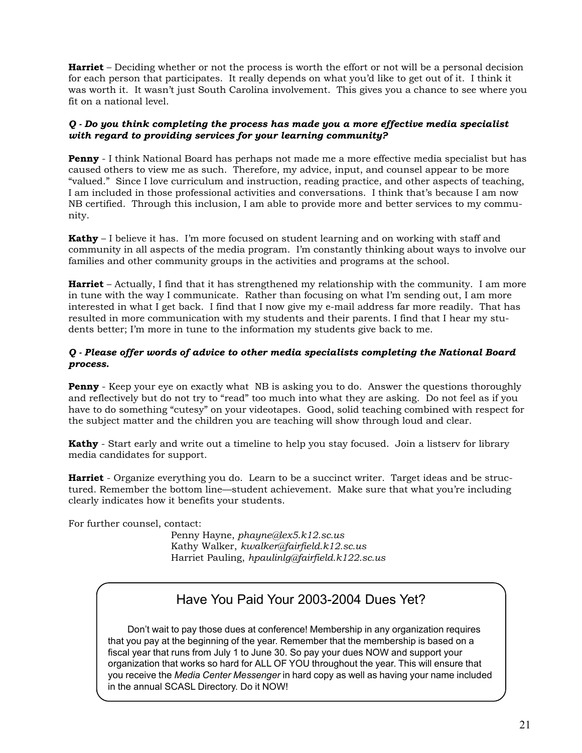**Harriet** – Deciding whether or not the process is worth the effort or not will be a personal decision for each person that participates. It really depends on what you'd like to get out of it. I think it was worth it. It wasn't just South Carolina involvement. This gives you a chance to see where you fit on a national level.

***Q - Do you think completing the process has made you a more effective media specialist with regard to providing services for your learning community?***

**Penny** - I think National Board has perhaps not made me a more effective media specialist but has caused others to view me as such. Therefore, my advice, input, and counsel appear to be more "valued." Since I love curriculum and instruction, reading practice, and other aspects of teaching, I am included in those professional activities and conversations. I think that's because I am now NB certified. Through this inclusion, I am able to provide more and better services to my community.

**Kathy** – I believe it has. I'm more focused on student learning and on working with staff and community in all aspects of the media program. I'm constantly thinking about ways to involve our families and other community groups in the activities and programs at the school.

**Harriet** – Actually, I find that it has strengthened my relationship with the community. I am more in tune with the way I communicate. Rather than focusing on what I'm sending out, I am more interested in what I get back. I find that I now give my e-mail address far more readily. That has resulted in more communication with my students and their parents. I find that I hear my students better; I'm more in tune to the information my students give back to me.

***Q - Please offer words of advice to other media specialists completing the National Board process.***

**Penny** - Keep your eye on exactly what NB is asking you to do. Answer the questions thoroughly and reflectively but do not try to "read" too much into what they are asking. Do not feel as if you have to do something "cutesy" on your videotapes. Good, solid teaching combined with respect for the subject matter and the children you are teaching will show through loud and clear.

**Kathy** - Start early and write out a timeline to help you stay focused. Join a listserv for library media candidates for support.

**Harriet** - Organize everything you do. Learn to be a succinct writer. Target ideas and be structured. Remember the bottom line—student achievement. Make sure that what you're including clearly indicates how it benefits your students.

For further counsel, contact:

Penny Hayne, *phayne@lex5.k12.sc.us*
Kathy Walker, *kwalker@fairfield.k12.sc.us*
Harriet Pauling, *hpaulinlg@fairfield.k122.sc.us*

## Have You Paid Your 2003-2004 Dues Yet?

Don't wait to pay those dues at conference! Membership in any organization requires that you pay at the beginning of the year. Remember that the membership is based on a fiscal year that runs from July 1 to June 30. So pay your dues NOW and support your organization that works so hard for ALL OF YOU throughout the year. This will ensure that you receive the *Media Center Messenger* in hard copy as well as having your name included in the annual SCASL Directory. Do it NOW!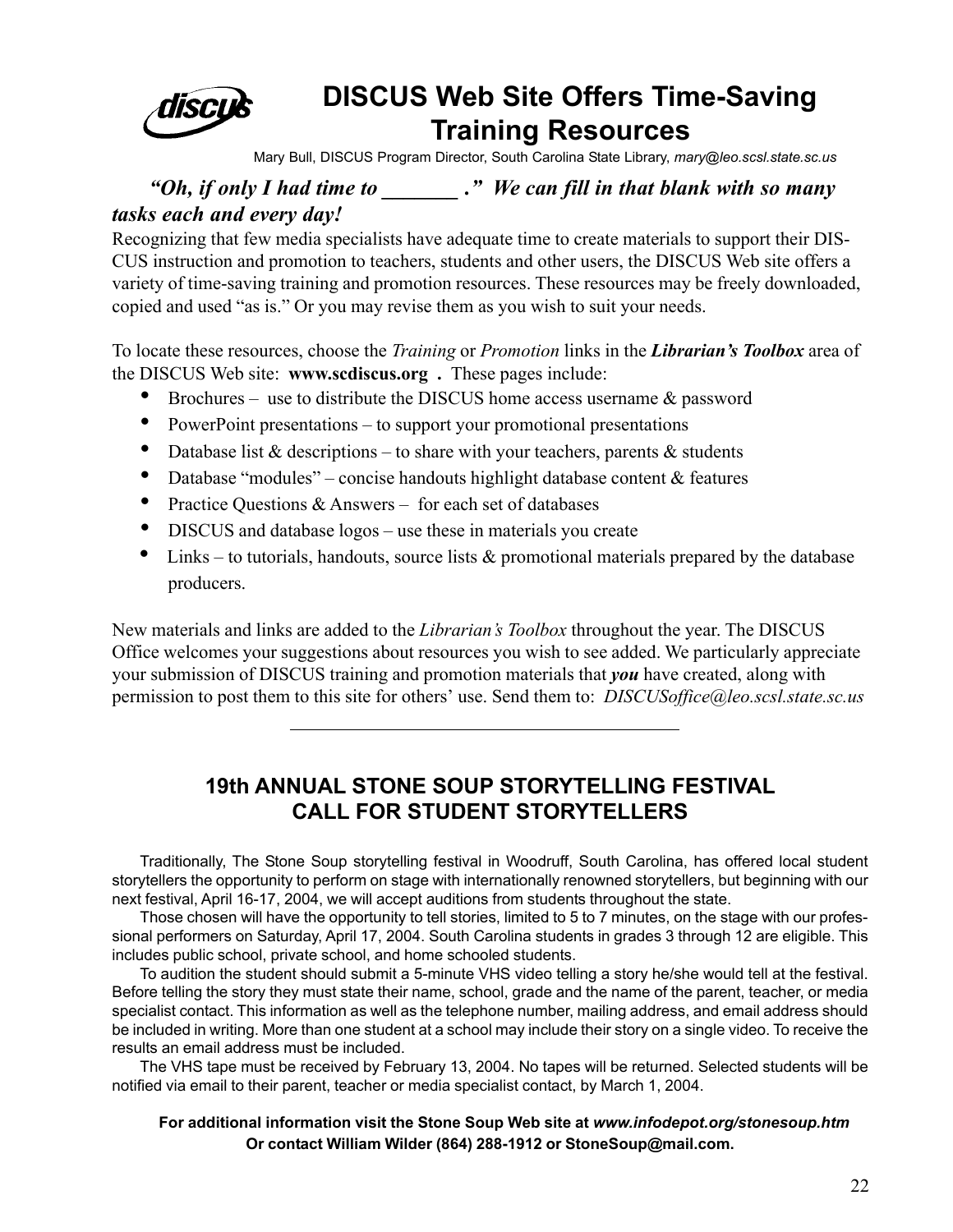# DISCUS Web Site Offers Time-Saving Training Resources

Mary Bull, DISCUS Program Director, South Carolina State Library, *mary@leo.scsl.state.sc.us*

***"Oh, if only I had time to _______ ." We can fill in that blank with so many tasks each and every day!***

Recognizing that few media specialists have adequate time to create materials to support their DISCUS instruction and promotion to teachers, students and other users, the DISCUS Web site offers a variety of time-saving training and promotion resources. These resources may be freely downloaded, copied and used "as is." Or you may revise them as you wish to suit your needs.

To locate these resources, choose the *Training* or *Promotion* links in the ***Librarian's Toolbox*** area of the DISCUS Web site: **www.scdiscus.org .** These pages include:

- Brochures – use to distribute the DISCUS home access username & password
- PowerPoint presentations – to support your promotional presentations
- Database list & descriptions – to share with your teachers, parents & students
- Database "modules" – concise handouts highlight database content & features
- Practice Questions & Answers – for each set of databases
- DISCUS and database logos – use these in materials you create
- Links – to tutorials, handouts, source lists & promotional materials prepared by the database producers.

New materials and links are added to the *Librarian's Toolbox* throughout the year. The DISCUS Office welcomes your suggestions about resources you wish to see added. We particularly appreciate your submission of DISCUS training and promotion materials that ***you*** have created, along with permission to post them to this site for others' use. Send them to: *DISCUSoffice@leo.scsl.state.sc.us*

---

## 19th ANNUAL STONE SOUP STORYTELLING FESTIVAL CALL FOR STUDENT STORYTELLERS

Traditionally, The Stone Soup storytelling festival in Woodruff, South Carolina, has offered local student storytellers the opportunity to perform on stage with internationally renowned storytellers, but beginning with our next festival, April 16-17, 2004, we will accept auditions from students throughout the state.

Those chosen will have the opportunity to tell stories, limited to 5 to 7 minutes, on the stage with our professional performers on Saturday, April 17, 2004. South Carolina students in grades 3 through 12 are eligible. This includes public school, private school, and home schooled students.

To audition the student should submit a 5-minute VHS video telling a story he/she would tell at the festival. Before telling the story they must state their name, school, grade and the name of the parent, teacher, or media specialist contact. This information as well as the telephone number, mailing address, and email address should be included in writing. More than one student at a school may include their story on a single video. To receive the results an email address must be included.

The VHS tape must be received by February 13, 2004. No tapes will be returned. Selected students will be notified via email to their parent, teacher or media specialist contact, by March 1, 2004.

**For additional information visit the Stone Soup Web site at *www.infodepot.org/stonesoup.htm***
**Or contact William Wilder (864) 288-1912 or StoneSoup@mail.com.**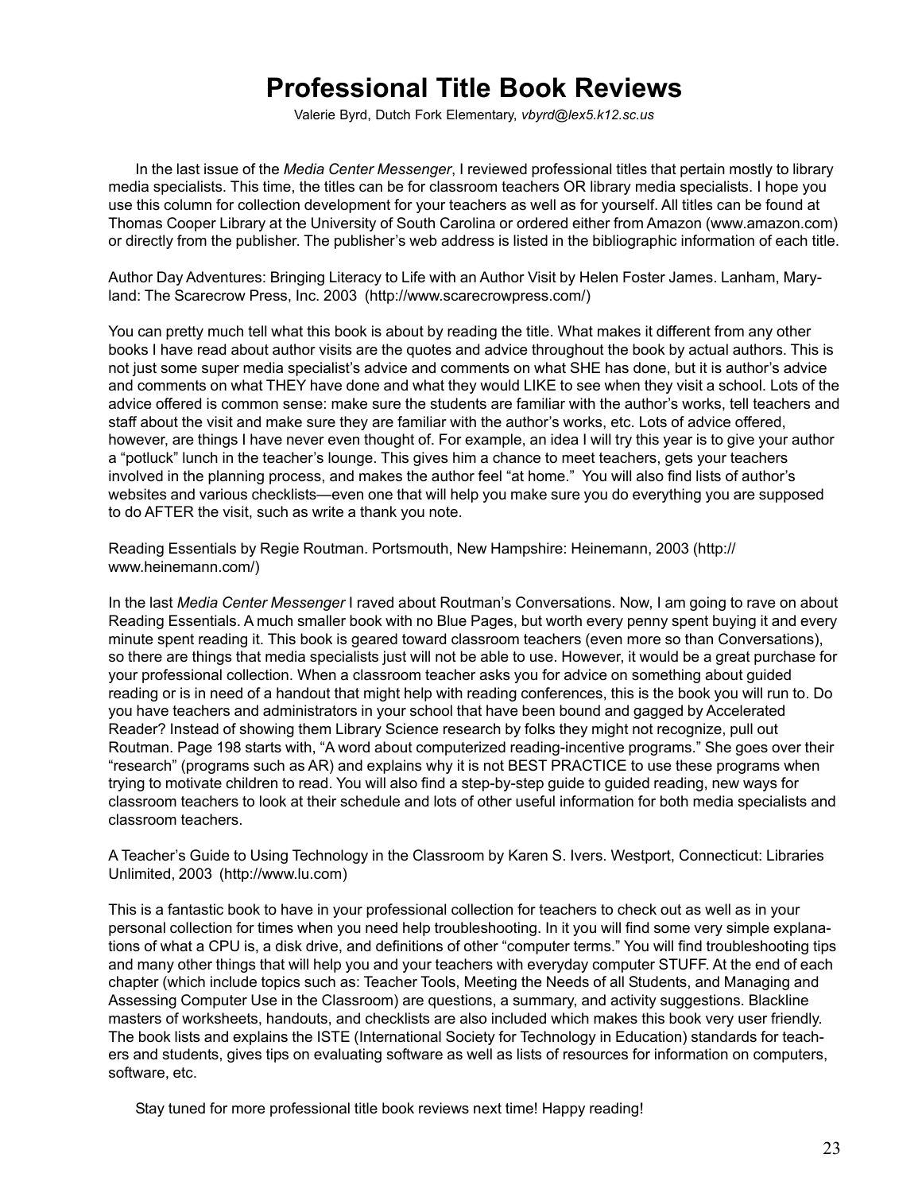# Professional Title Book Reviews

Valerie Byrd, Dutch Fork Elementary, *vbyrd@lex5.k12.sc.us*

In the last issue of the *Media Center Messenger*, I reviewed professional titles that pertain mostly to library media specialists. This time, the titles can be for classroom teachers OR library media specialists. I hope you use this column for collection development for your teachers as well as for yourself. All titles can be found at Thomas Cooper Library at the University of South Carolina or ordered either from Amazon (www.amazon.com) or directly from the publisher. The publisher's web address is listed in the bibliographic information of each title.

Author Day Adventures: Bringing Literacy to Life with an Author Visit by Helen Foster James. Lanham, Maryland: The Scarecrow Press, Inc. 2003 (http://www.scarecrowpress.com/)

You can pretty much tell what this book is about by reading the title. What makes it different from any other books I have read about author visits are the quotes and advice throughout the book by actual authors. This is not just some super media specialist's advice and comments on what SHE has done, but it is author's advice and comments on what THEY have done and what they would LIKE to see when they visit a school. Lots of the advice offered is common sense: make sure the students are familiar with the author's works, tell teachers and staff about the visit and make sure they are familiar with the author's works, etc. Lots of advice offered, however, are things I have never even thought of. For example, an idea I will try this year is to give your author a "potluck" lunch in the teacher's lounge. This gives him a chance to meet teachers, gets your teachers involved in the planning process, and makes the author feel "at home." You will also find lists of author's websites and various checklists—even one that will help you make sure you do everything you are supposed to do AFTER the visit, such as write a thank you note.

Reading Essentials by Regie Routman. Portsmouth, New Hampshire: Heinemann, 2003 (http://www.heinemann.com/)

In the last *Media Center Messenger* I raved about Routman's Conversations. Now, I am going to rave on about Reading Essentials. A much smaller book with no Blue Pages, but worth every penny spent buying it and every minute spent reading it. This book is geared toward classroom teachers (even more so than Conversations), so there are things that media specialists just will not be able to use. However, it would be a great purchase for your professional collection. When a classroom teacher asks you for advice on something about guided reading or is in need of a handout that might help with reading conferences, this is the book you will run to. Do you have teachers and administrators in your school that have been bound and gagged by Accelerated Reader? Instead of showing them Library Science research by folks they might not recognize, pull out Routman. Page 198 starts with, "A word about computerized reading-incentive programs." She goes over their "research" (programs such as AR) and explains why it is not BEST PRACTICE to use these programs when trying to motivate children to read. You will also find a step-by-step guide to guided reading, new ways for classroom teachers to look at their schedule and lots of other useful information for both media specialists and classroom teachers.

A Teacher's Guide to Using Technology in the Classroom by Karen S. Ivers. Westport, Connecticut: Libraries Unlimited, 2003 (http://www.lu.com)

This is a fantastic book to have in your professional collection for teachers to check out as well as in your personal collection for times when you need help troubleshooting. In it you will find some very simple explanations of what a CPU is, a disk drive, and definitions of other "computer terms." You will find troubleshooting tips and many other things that will help you and your teachers with everyday computer STUFF. At the end of each chapter (which include topics such as: Teacher Tools, Meeting the Needs of all Students, and Managing and Assessing Computer Use in the Classroom) are questions, a summary, and activity suggestions. Blackline masters of worksheets, handouts, and checklists are also included which makes this book very user friendly. The book lists and explains the ISTE (International Society for Technology in Education) standards for teachers and students, gives tips on evaluating software as well as lists of resources for information on computers, software, etc.

Stay tuned for more professional title book reviews next time! Happy reading!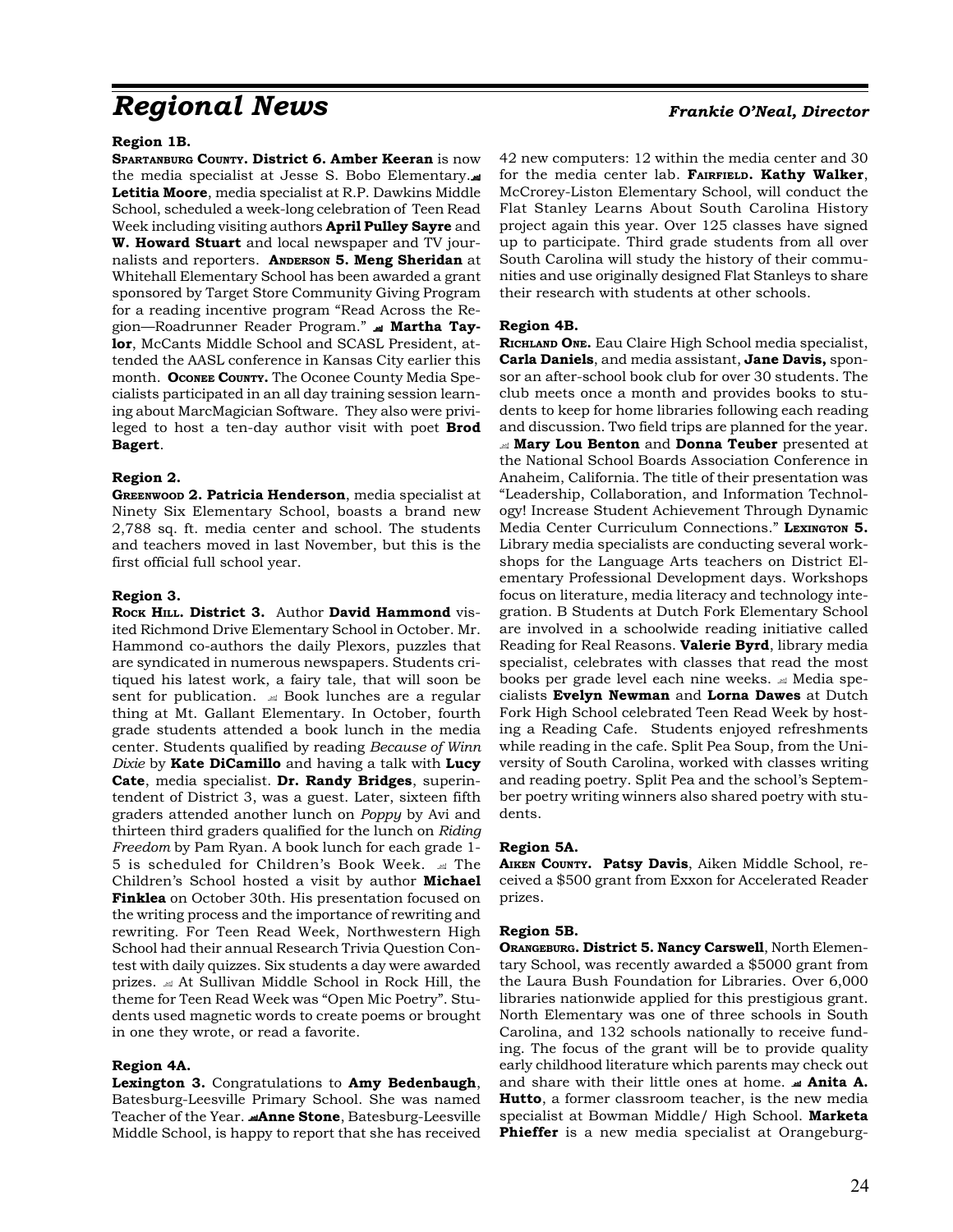# Regional News

***Frankie O'Neal, Director***

**Region 1B.**

**SPARTANBURG COUNTY. District 6. Amber Keeran** is now the media specialist at Jesse S. Bobo Elementary. **Letitia Moore**, media specialist at R.P. Dawkins Middle School, scheduled a week-long celebration of Teen Read Week including visiting authors **April Pulley Sayre** and **W. Howard Stuart** and local newspaper and TV journalists and reporters. **ANDERSON 5. Meng Sheridan** at Whitehall Elementary School has been awarded a grant sponsored by Target Store Community Giving Program for a reading incentive program "Read Across the Region—Roadrunner Reader Program." **Martha Taylor**, McCants Middle School and SCASL President, attended the AASL conference in Kansas City earlier this month. **OCONEE COUNTY.** The Oconee County Media Specialists participated in an all day training session learning about MarcMagician Software. They also were privileged to host a ten-day author visit with poet **Brod Bagert**.

**Region 2.**

**GREENWOOD 2. Patricia Henderson**, media specialist at Ninety Six Elementary School, boasts a brand new 2,788 sq. ft. media center and school. The students and teachers moved in last November, but this is the first official full school year.

**Region 3.**

**ROCK HILL. District 3.** Author **David Hammond** visited Richmond Drive Elementary School in October. Mr. Hammond co-authors the daily Plexors, puzzles that are syndicated in numerous newspapers. Students critiqued his latest work, a fairy tale, that will soon be sent for publication. Book lunches are a regular thing at Mt. Gallant Elementary. In October, fourth grade students attended a book lunch in the media center. Students qualified by reading *Because of Winn Dixie* by **Kate DiCamillo** and having a talk with **Lucy Cate**, media specialist. **Dr. Randy Bridges**, superintendent of District 3, was a guest. Later, sixteen fifth graders attended another lunch on *Poppy* by Avi and thirteen third graders qualified for the lunch on *Riding Freedom* by Pam Ryan. A book lunch for each grade 1-5 is scheduled for Children's Book Week. The Children's School hosted a visit by author **Michael Finklea** on October 30th. His presentation focused on the writing process and the importance of rewriting and rewriting. For Teen Read Week, Northwestern High School had their annual Research Trivia Question Contest with daily quizzes. Six students a day were awarded prizes. At Sullivan Middle School in Rock Hill, the theme for Teen Read Week was "Open Mic Poetry". Students used magnetic words to create poems or brought in one they wrote, or read a favorite.

**Region 4A.**

**Lexington 3.** Congratulations to **Amy Bedenbaugh**, Batesburg-Leesville Primary School. She was named Teacher of the Year. **Anne Stone**, Batesburg-Leesville Middle School, is happy to report that she has received 42 new computers: 12 within the media center and 30 for the media center lab. **FAIRFIELD. Kathy Walker**, McCrorey-Liston Elementary School, will conduct the Flat Stanley Learns About South Carolina History project again this year. Over 125 classes have signed up to participate. Third grade students from all over South Carolina will study the history of their communities and use originally designed Flat Stanleys to share their research with students at other schools.

**Region 4B.**

**RICHLAND ONE.** Eau Claire High School media specialist, **Carla Daniels**, and media assistant, **Jane Davis,** sponsor an after-school book club for over 30 students. The club meets once a month and provides books to students to keep for home libraries following each reading and discussion. Two field trips are planned for the year. **Mary Lou Benton** and **Donna Teuber** presented at the National School Boards Association Conference in Anaheim, California. The title of their presentation was "Leadership, Collaboration, and Information Technology! Increase Student Achievement Through Dynamic Media Center Curriculum Connections." **LEXINGTON 5.** Library media specialists are conducting several workshops for the Language Arts teachers on District Elementary Professional Development days. Workshops focus on literature, media literacy and technology integration. B Students at Dutch Fork Elementary School are involved in a schoolwide reading initiative called Reading for Real Reasons. **Valerie Byrd**, library media specialist, celebrates with classes that read the most books per grade level each nine weeks. Media specialists **Evelyn Newman** and **Lorna Dawes** at Dutch Fork High School celebrated Teen Read Week by hosting a Reading Cafe. Students enjoyed refreshments while reading in the cafe. Split Pea Soup, from the University of South Carolina, worked with classes writing and reading poetry. Split Pea and the school's September poetry writing winners also shared poetry with students.

**Region 5A.**

**AIKEN COUNTY. Patsy Davis**, Aiken Middle School, received a $500 grant from Exxon for Accelerated Reader prizes.

**Region 5B.**

**ORANGEBURG. District 5. Nancy Carswell**, North Elementary School, was recently awarded a $5000 grant from the Laura Bush Foundation for Libraries. Over 6,000 libraries nationwide applied for this prestigious grant. North Elementary was one of three schools in South Carolina, and 132 schools nationally to receive funding. The focus of the grant will be to provide quality early childhood literature which parents may check out and share with their little ones at home. **Anita A. Hutto**, a former classroom teacher, is the new media specialist at Bowman Middle/ High School. **Marketa Phieffer** is a new media specialist at Orangeburg-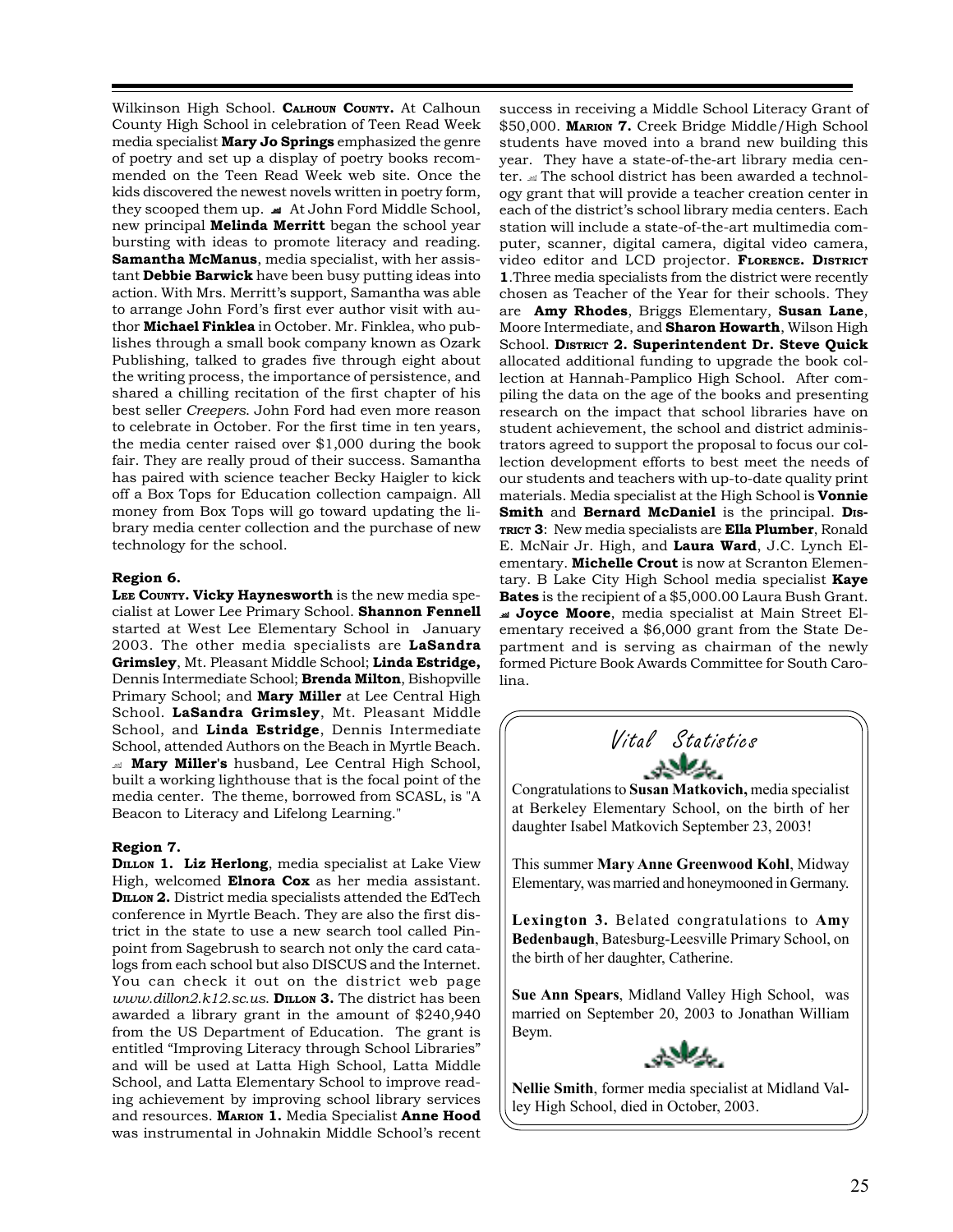Wilkinson High School. **CALHOUN COUNTY.** At Calhoun County High School in celebration of Teen Read Week media specialist **Mary Jo Springs** emphasized the genre of poetry and set up a display of poetry books recommended on the Teen Read Week web site. Once the kids discovered the newest novels written in poetry form, they scooped them up. At John Ford Middle School, new principal **Melinda Merritt** began the school year bursting with ideas to promote literacy and reading. **Samantha McManus**, media specialist, with her assistant **Debbie Barwick** have been busy putting ideas into action. With Mrs. Merritt's support, Samantha was able to arrange John Ford's first ever author visit with author **Michael Finklea** in October. Mr. Finklea, who publishes through a small book company known as Ozark Publishing, talked to grades five through eight about the writing process, the importance of persistence, and shared a chilling recitation of the first chapter of his best seller *Creepers*. John Ford had even more reason to celebrate in October. For the first time in ten years, the media center raised over $1,000 during the book fair. They are really proud of their success. Samantha has paired with science teacher Becky Haigler to kick off a Box Tops for Education collection campaign. All money from Box Tops will go toward updating the library media center collection and the purchase of new technology for the school.

**Region 6.**

**LEE COUNTY. Vicky Haynesworth** is the new media specialist at Lower Lee Primary School. **Shannon Fennell** started at West Lee Elementary School in January 2003. The other media specialists are **LaSandra Grimsley**, Mt. Pleasant Middle School; **Linda Estridge,** Dennis Intermediate School; **Brenda Milton**, Bishopville Primary School; and **Mary Miller** at Lee Central High School. **LaSandra Grimsley**, Mt. Pleasant Middle School, and **Linda Estridge**, Dennis Intermediate School, attended Authors on the Beach in Myrtle Beach. **Mary Miller's** husband, Lee Central High School, built a working lighthouse that is the focal point of the media center. The theme, borrowed from SCASL, is "A Beacon to Literacy and Lifelong Learning."

**Region 7.**

**DILLON 1. Liz Herlong**, media specialist at Lake View High, welcomed **Elnora Cox** as her media assistant. **DILLON 2.** District media specialists attended the EdTech conference in Myrtle Beach. They are also the first district in the state to use a new search tool called Pinpoint from Sagebrush to search not only the card catalogs from each school but also DISCUS and the Internet. You can check it out on the district web page *www.dillon2.k12.sc.us.* **DILLON 3.** The district has been awarded a library grant in the amount of $240,940 from the US Department of Education. The grant is entitled "Improving Literacy through School Libraries" and will be used at Latta High School, Latta Middle School, and Latta Elementary School to improve reading achievement by improving school library services and resources. **MARION 1.** Media Specialist **Anne Hood** was instrumental in Johnakin Middle School's recent success in receiving a Middle School Literacy Grant of $50,000. **MARION 7.** Creek Bridge Middle/High School students have moved into a brand new building this year. They have a state-of-the-art library media center. The school district has been awarded a technology grant that will provide a teacher creation center in each of the district's school library media centers. Each station will include a state-of-the-art multimedia computer, scanner, digital camera, digital video camera, video editor and LCD projector. **FLORENCE. DISTRICT 1**.Three media specialists from the district were recently chosen as Teacher of the Year for their schools. They are **Amy Rhodes**, Briggs Elementary, **Susan Lane**, Moore Intermediate, and **Sharon Howarth**, Wilson High School. **DISTRICT 2. Superintendent Dr. Steve Quick** allocated additional funding to upgrade the book collection at Hannah-Pamplico High School. After compiling the data on the age of the books and presenting research on the impact that school libraries have on student achievement, the school and district administrators agreed to support the proposal to focus our collection development efforts to best meet the needs of our students and teachers with up-to-date quality print materials. Media specialist at the High School is **Vonnie Smith** and **Bernard McDaniel** is the principal. **DISTRICT 3**: New media specialists are **Ella Plumber**, Ronald E. McNair Jr. High, and **Laura Ward**, J.C. Lynch Elementary. **Michelle Crout** is now at Scranton Elementary. B Lake City High School media specialist **Kaye Bates** is the recipient of a $5,000.00 Laura Bush Grant. **Joyce Moore**, media specialist at Main Street Elementary received a $6,000 grant from the State Department and is serving as chairman of the newly formed Picture Book Awards Committee for South Carolina.

## Vital Statistics

Congratulations to **Susan Matkovich,** media specialist at Berkeley Elementary School, on the birth of her daughter Isabel Matkovich September 23, 2003!

This summer **Mary Anne Greenwood Kohl**, Midway Elementary, was married and honeymooned in Germany.

**Lexington 3.** Belated congratulations to **Amy Bedenbaugh**, Batesburg-Leesville Primary School, on the birth of her daughter, Catherine.

**Sue Ann Spears**, Midland Valley High School, was married on September 20, 2003 to Jonathan William Beym.

**Nellie Smith**, former media specialist at Midland Valley High School, died in October, 2003.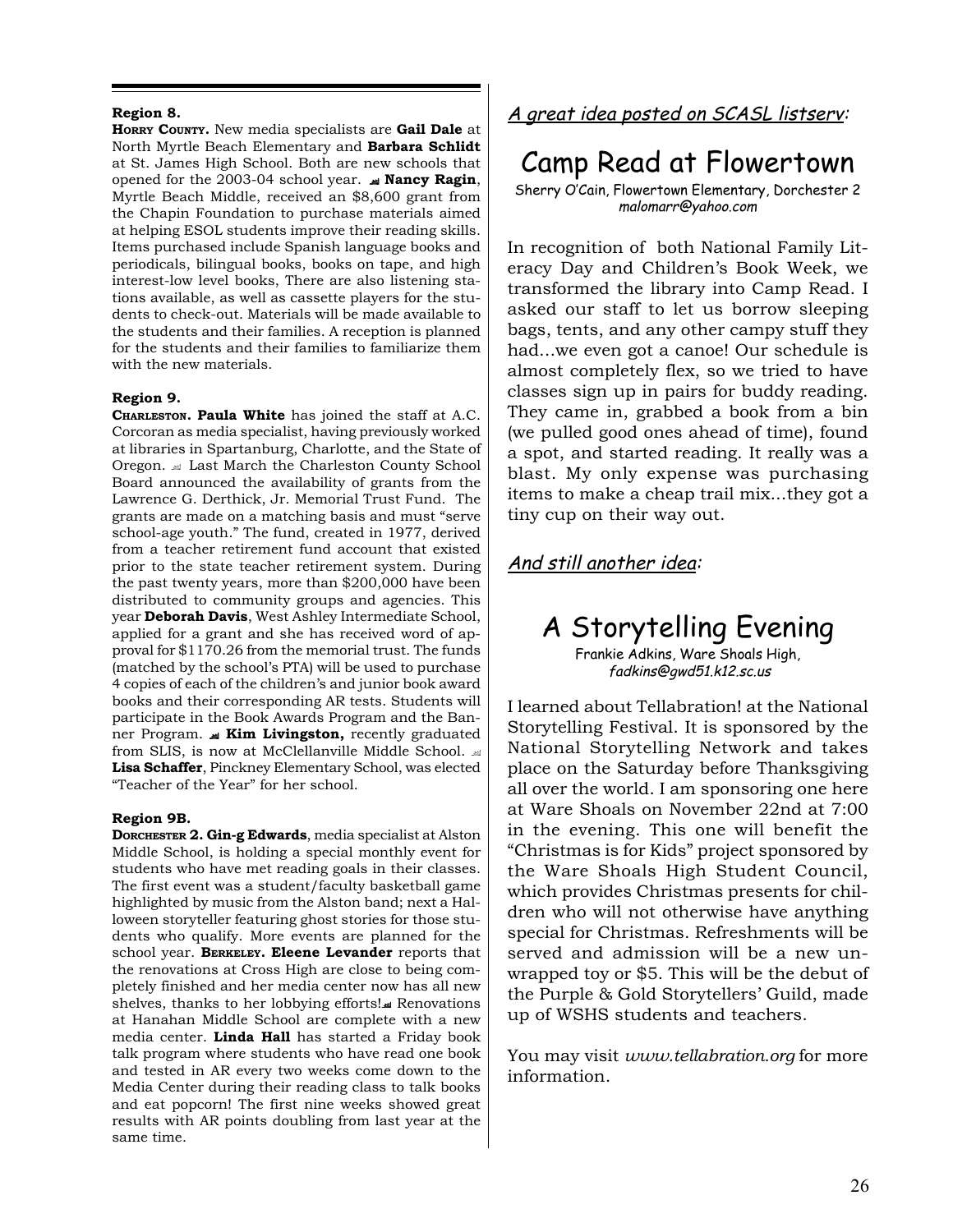**Region 8.**

**HORRY COUNTY.** New media specialists are **Gail Dale** at North Myrtle Beach Elementary and **Barbara Schlidt** at St. James High School. Both are new schools that opened for the 2003-04 school year. **Nancy Ragin**, Myrtle Beach Middle, received an $8,600 grant from the Chapin Foundation to purchase materials aimed at helping ESOL students improve their reading skills. Items purchased include Spanish language books and periodicals, bilingual books, books on tape, and high interest-low level books, There are also listening stations available, as well as cassette players for the students to check-out. Materials will be made available to the students and their families. A reception is planned for the students and their families to familiarize them with the new materials.

**Region 9.**

**CHARLESTON. Paula White** has joined the staff at A.C. Corcoran as media specialist, having previously worked at libraries in Spartanburg, Charlotte, and the State of Oregon. Last March the Charleston County School Board announced the availability of grants from the Lawrence G. Derthick, Jr. Memorial Trust Fund. The grants are made on a matching basis and must "serve school-age youth." The fund, created in 1977, derived from a teacher retirement fund account that existed prior to the state teacher retirement system. During the past twenty years, more than $200,000 have been distributed to community groups and agencies. This year **Deborah Davis**, West Ashley Intermediate School, applied for a grant and she has received word of approval for $1170.26 from the memorial trust. The funds (matched by the school's PTA) will be used to purchase 4 copies of each of the children's and junior book award books and their corresponding AR tests. Students will participate in the Book Awards Program and the Banner Program. **Kim Livingston,** recently graduated from SLIS, is now at McClellanville Middle School. **Lisa Schaffer**, Pinckney Elementary School, was elected "Teacher of the Year" for her school.

**Region 9B.**

**DORCHESTER 2. Gin-g Edwards**, media specialist at Alston Middle School, is holding a special monthly event for students who have met reading goals in their classes. The first event was a student/faculty basketball game highlighted by music from the Alston band; next a Halloween storyteller featuring ghost stories for those students who qualify. More events are planned for the school year. **BERKELEY. Eleene Levander** reports that the renovations at Cross High are close to being completely finished and her media center now has all new shelves, thanks to her lobbying efforts! Renovations at Hanahan Middle School are complete with a new media center. **Linda Hall** has started a Friday book talk program where students who have read one book and tested in AR every two weeks come down to the Media Center during their reading class to talk books and eat popcorn! The first nine weeks showed great results with AR points doubling from last year at the same time.

*A great idea posted on SCASL listserv:*

# Camp Read at Flowertown

Sherry O'Cain, Flowertown Elementary, Dorchester 2
*malomarr@yahoo.com*

In recognition of both National Family Literacy Day and Children's Book Week, we transformed the library into Camp Read. I asked our staff to let us borrow sleeping bags, tents, and any other campy stuff they had...we even got a canoe! Our schedule is almost completely flex, so we tried to have classes sign up in pairs for buddy reading. They came in, grabbed a book from a bin (we pulled good ones ahead of time), found a spot, and started reading. It really was a blast. My only expense was purchasing items to make a cheap trail mix...they got a tiny cup on their way out.

*And still another idea:*

# A Storytelling Evening

Frankie Adkins, Ware Shoals High,
*fadkins@gwd51.k12.sc.us*

I learned about Tellabration! at the National Storytelling Festival. It is sponsored by the National Storytelling Network and takes place on the Saturday before Thanksgiving all over the world. I am sponsoring one here at Ware Shoals on November 22nd at 7:00 in the evening. This one will benefit the "Christmas is for Kids" project sponsored by the Ware Shoals High Student Council, which provides Christmas presents for children who will not otherwise have anything special for Christmas. Refreshments will be served and admission will be a new unwrapped toy or $5. This will be the debut of the Purple & Gold Storytellers' Guild, made up of WSHS students and teachers.

You may visit *www.tellabration.org* for more information.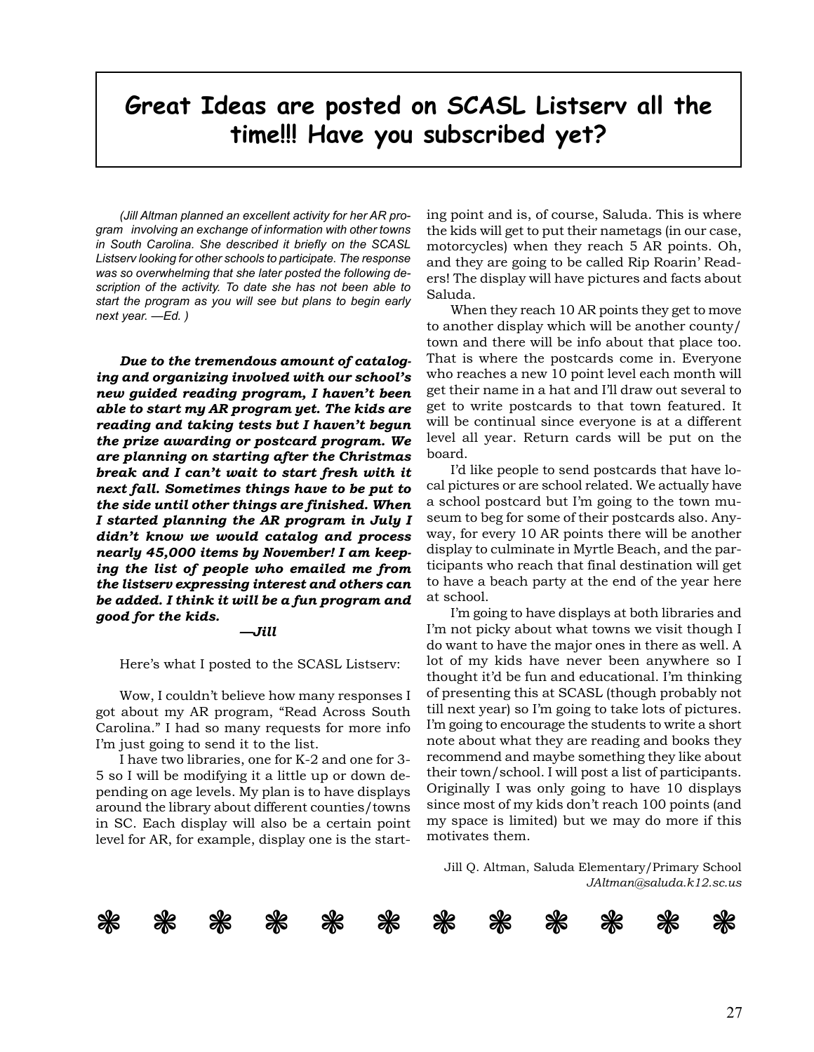# Great Ideas are posted on SCASL Listserv all the time!!! Have you subscribed yet?

*(Jill Altman planned an excellent activity for her AR program involving an exchange of information with other towns in South Carolina. She described it briefly on the SCASL Listserv looking for other schools to participate. The response was so overwhelming that she later posted the following description of the activity. To date she has not been able to start the program as you will see but plans to begin early next year. —Ed. )*

***Due to the tremendous amount of cataloging and organizing involved with our school's new guided reading program, I haven't been able to start my AR program yet. The kids are reading and taking tests but I haven't begun the prize awarding or postcard program. We are planning on starting after the Christmas break and I can't wait to start fresh with it next fall. Sometimes things have to be put to the side until other things are finished. When I started planning the AR program in July I didn't know we would catalog and process nearly 45,000 items by November! I am keeping the list of people who emailed me from the listserv expressing interest and others can be added. I think it will be a fun program and good for the kids.***

***—Jill***

Here's what I posted to the SCASL Listserv:

Wow, I couldn't believe how many responses I got about my AR program, "Read Across South Carolina." I had so many requests for more info I'm just going to send it to the list.

I have two libraries, one for K-2 and one for 3-5 so I will be modifying it a little up or down depending on age levels. My plan is to have displays around the library about different counties/towns in SC. Each display will also be a certain point level for AR, for example, display one is the starting point and is, of course, Saluda. This is where the kids will get to put their nametags (in our case, motorcycles) when they reach 5 AR points. Oh, and they are going to be called Rip Roarin' Readers! The display will have pictures and facts about Saluda.

When they reach 10 AR points they get to move to another display which will be another county/town and there will be info about that place too. That is where the postcards come in. Everyone who reaches a new 10 point level each month will get their name in a hat and I'll draw out several to get to write postcards to that town featured. It will be continual since everyone is at a different level all year. Return cards will be put on the board.

I'd like people to send postcards that have local pictures or are school related. We actually have a school postcard but I'm going to the town museum to beg for some of their postcards also. Anyway, for every 10 AR points there will be another display to culminate in Myrtle Beach, and the participants who reach that final destination will get to have a beach party at the end of the year here at school.

I'm going to have displays at both libraries and I'm not picky about what towns we visit though I do want to have the major ones in there as well. A lot of my kids have never been anywhere so I thought it'd be fun and educational. I'm thinking of presenting this at SCASL (though probably not till next year) so I'm going to take lots of pictures. I'm going to encourage the students to write a short note about what they are reading and books they recommend and maybe something they like about their town/school. I will post a list of participants. Originally I was only going to have 10 displays since most of my kids don't reach 100 points (and my space is limited) but we may do more if this motivates them.

Jill Q. Altman, Saluda Elementary/Primary School
*JAltman@saluda.k12.sc.us*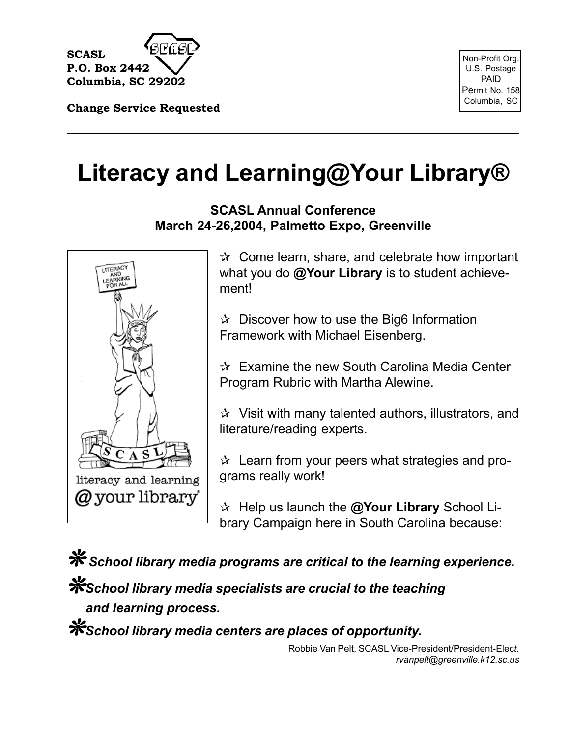**SCASL**
**P.O. Box 2442**
**Columbia, SC 29202**

**Change Service Requested**

Non-Profit Org.
U.S. Postage
PAID
Permit No. 158
Columbia, SC

# Literacy and Learning@Your Library®

### SCASL Annual Conference
### March 24-26,2004, Palmetto Expo, Greenville

- ✩ Come learn, share, and celebrate how important what you do **@Your Library** is to student achievement!
- ✩ Discover how to use the Big6 Information Framework with Michael Eisenberg.
- ✩ Examine the new South Carolina Media Center Program Rubric with Martha Alewine.
- ✩ Visit with many talented authors, illustrators, and literature/reading experts.
- ✩ Learn from your peers what strategies and programs really work!
- ✩ Help us launch the **@Your Library** School Library Campaign here in South Carolina because:

❋ ***School library media programs are critical to the learning experience.***

❋ ***School library media specialists are crucial to the teaching and learning process.***

❋ ***School library media centers are places of opportunity.***

Robbie Van Pelt, SCASL Vice-President/President-Elect,
*rvanpelt@greenville.k12.sc.us*